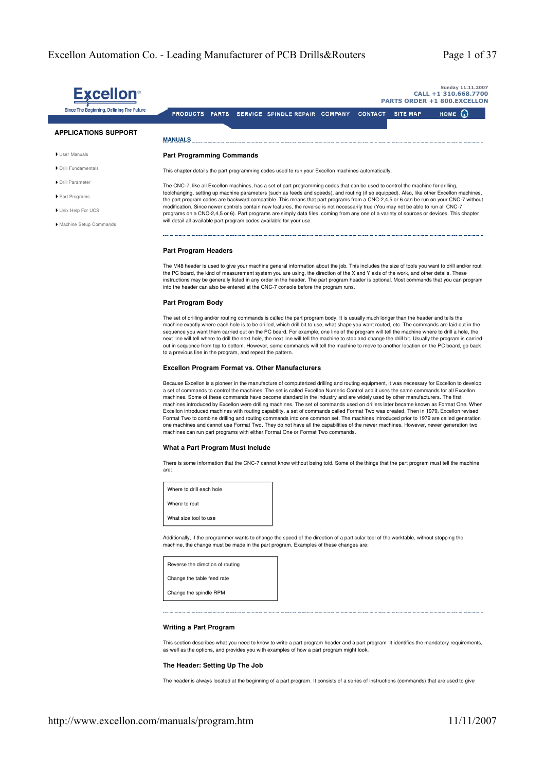# Excellon Automation Co. - Leading Manufacturer of PCB Drills&Routers

**Excellon**
Since The Beginning, Defining The Future

Sunday 11.11.2007
CALL +1 310.668.7700
PARTS ORDER +1 800.EXCELLON

PRODUCTS PARTS SERVICE SPINDLE REPAIR COMPANY CONTACT SITE MAP HOME

**APPLICATIONS SUPPORT**

- User Manuals
- Drill Fundamentals
- Drill Parameter
- Part Programs
- Unix Help For UCS
- Machine Setup Commands

**MANUALS**

## Part Programming Commands

This chapter details the part programming codes used to run your Excellon machines automatically.

The CNC-7, like all Excellon machines, has a set of part programming codes that can be used to control the machine for drilling, toolchanging, setting up machine parameters (such as feeds and speeds), and routing (if so equipped). Also, like other Excellon machines, the part program codes are backward compatible. This means that part programs from a CNC-2,4,5 or 6 can be run on your CNC-7 without modification. Since newer controls contain new features, the reverse is not necessarily true (You may not be able to run all CNC-7 programs on a CNC-2,4,5 or 6). Part programs are simply data files, coming from any one of a variety of sources or devices. This chapter will detail all available part program codes available for your use.

### Part Program Headers

The M48 header is used to give your machine general information about the job. This includes the size of tools you want to drill and/or rout the PC board, the kind of measurement system you are using, the direction of the X and Y axis of the work, and other details. These instructions may be generally listed in any order in the header. The part program header is optional. Most commands that you can program into the header can also be entered at the CNC-7 console before the program runs.

### Part Program Body

The set of drilling and/or routing commands is called the part program body. It is usually much longer than the header and tells the machine exactly where each hole is to be drilled, which drill bit to use, what shape you want routed, etc. The commands are laid out in the sequence you want them carried out on the PC board. For example, one line of the program will tell the machine where to drill a hole, the next line will tell where to drill the next hole, the next line will tell the machine to stop and change the drill bit. Usually the program is carried out in sequence from top to bottom. However, some commands will tell the machine to move to another location on the PC board, go back to a previous line in the program, and repeat the pattern.

### Excellon Program Format vs. Other Manufacturers

Because Excellon is a pioneer in the manufacture of computerized drilling and routing equipment, it was necessary for Excellon to develop a set of commands to control the machines. The set is called Excellon Numeric Control and it uses the same commands for all Excellon machines. Some of these commands have become standard in the industry and are widely used by other manufacturers. The first machines introduced by Excellon were drilling machines. The set of commands used on drillers later became known as Format One. When Excellon introduced machines with routing capability, a set of commands called Format Two was created. Then in 1979, Excellon revised Format Two to combine drilling and routing commands into one common set. The machines introduced prior to 1979 are called generation one machines and cannot use Format Two. They do not have all the capabilities of the newer machines. However, newer generation two machines can run part programs with either Format One or Format Two commands.

### What a Part Program Must Include

There is some information that the CNC-7 cannot know without being told. Some of the things that the part program must tell the machine are:

| |
|---|
| Where to drill each hole |
| Where to rout |
| What size tool to use |

Additionally, if the programmer wants to change the speed of the direction of a particular tool of the worktable, without stopping the machine, the change must be made in the part program. Examples of these changes are:

| |
|---|
| Reverse the direction of routing |
| Change the table feed rate |
| Change the spindle RPM |

### Writing a Part Program

This section describes what you need to know to write a part program header and a part program. It identifies the mandatory requirements, as well as the options, and provides you with examples of how a part program might look.

### The Header: Setting Up The Job

The header is always located at the beginning of a part program. It consists of a series of instructions (commands) that are used to give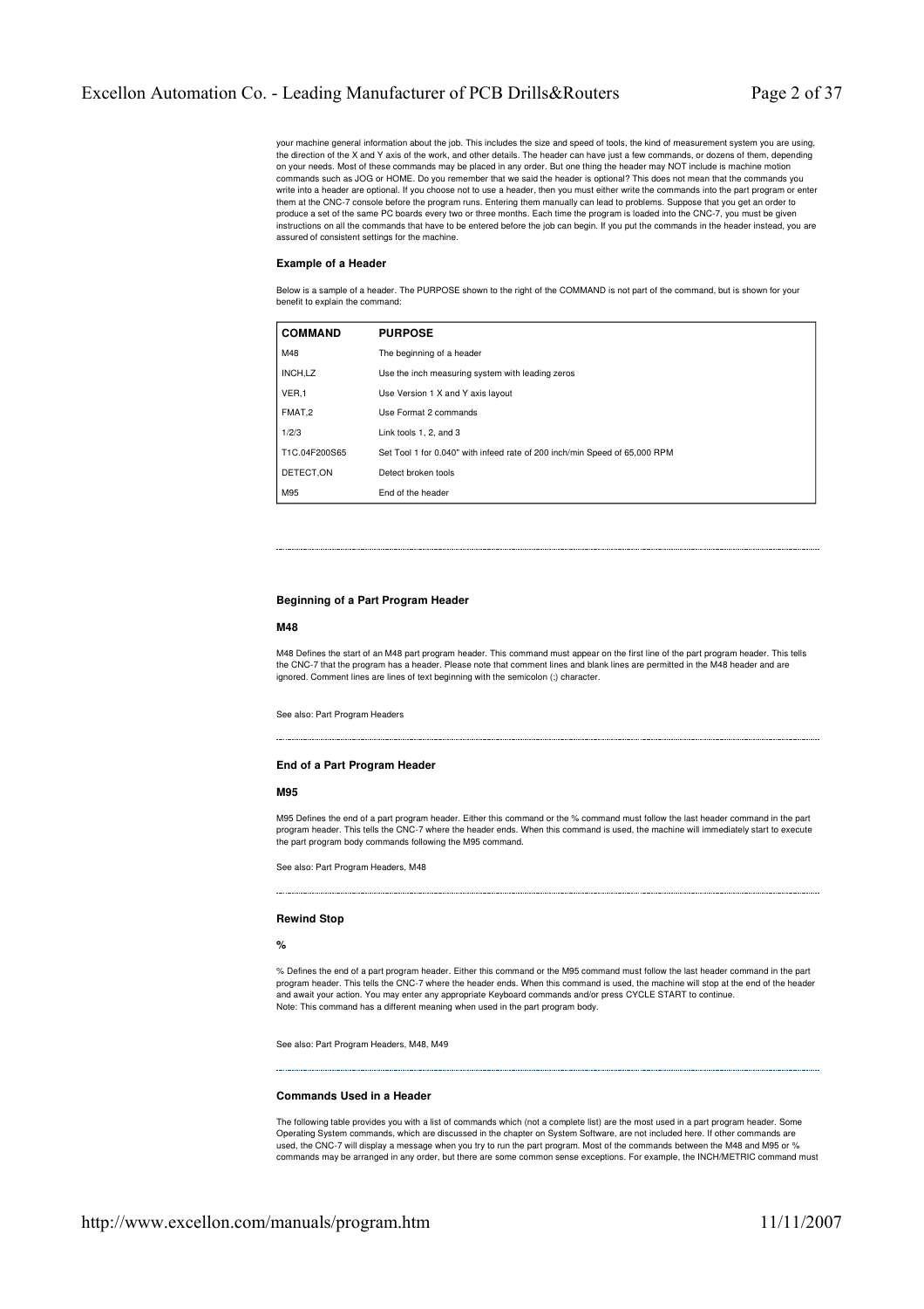your machine general information about the job. This includes the size and speed of tools, the kind of measurement system you are using, the direction of the X and Y axis of the work, and other details. The header can have just a few commands, or dozens of them, depending on your needs. Most of these commands may be placed in any order. But one thing the header may NOT include is machine motion commands such as JOG or HOME. Do you remember that we said the header is optional? This does not mean that the commands you write into a header are optional. If you choose not to use a header, then you must either write the commands into the part program or enter them at the CNC-7 console before the program runs. Entering them manually can lead to problems. Suppose that you get an order to produce a set of the same PC boards every two or three months. Each time the program is loaded into the CNC-7, you must be given instructions on all the commands that have to be entered before the job can begin. If you put the commands in the header instead, you are assured of consistent settings for the machine.

#### Example of a Header

Below is a sample of a header. The PURPOSE shown to the right of the COMMAND is not part of the command, but is shown for your benefit to explain the command:

| COMMAND | PURPOSE |
|---|---|
| M48 | The beginning of a header |
| INCH,LZ | Use the inch measuring system with leading zeros |
| VER,1 | Use Version 1 X and Y axis layout |
| FMAT,2 | Use Format 2 commands |
| 1/2/3 | Link tools 1, 2, and 3 |
| T1C.04F200S65 | Set Tool 1 for 0.040" with infeed rate of 200 inch/min Speed of 65,000 RPM |
| DETECT,ON | Detect broken tools |
| M95 | End of the header |

---

#### Beginning of a Part Program Header

#### M48

M48 Defines the start of an M48 part program header. This command must appear on the first line of the part program header. This tells the CNC-7 that the program has a header. Please note that comment lines and blank lines are permitted in the M48 header and are ignored. Comment lines are lines of text beginning with the semicolon (;) character.

See also: Part Program Headers

---

#### End of a Part Program Header

#### M95

M95 Defines the end of a part program header. Either this command or the % command must follow the last header command in the part program header. This tells the CNC-7 where the header ends. When this command is used, the machine will immediately start to execute the part program body commands following the M95 command.

See also: Part Program Headers, M48

---

#### Rewind Stop

#### %

% Defines the end of a part program header. Either this command or the M95 command must follow the last header command in the part program header. This tells the CNC-7 where the header ends. When this command is used, the machine will stop at the end of the header and await your action. You may enter any appropriate Keyboard commands and/or press CYCLE START to continue.
Note: This command has a different meaning when used in the part program body.

See also: Part Program Headers, M48, M49

---

#### Commands Used in a Header

The following table provides you with a list of commands which (not a complete list) are the most used in a part program header. Some Operating System commands, which are discussed in the chapter on System Software, are not included here. If other commands are used, the CNC-7 will display a message when you try to run the part program. Most of the commands between the M48 and M95 or % commands may be arranged in any order, but there are some common sense exceptions. For example, the INCH/METRIC command must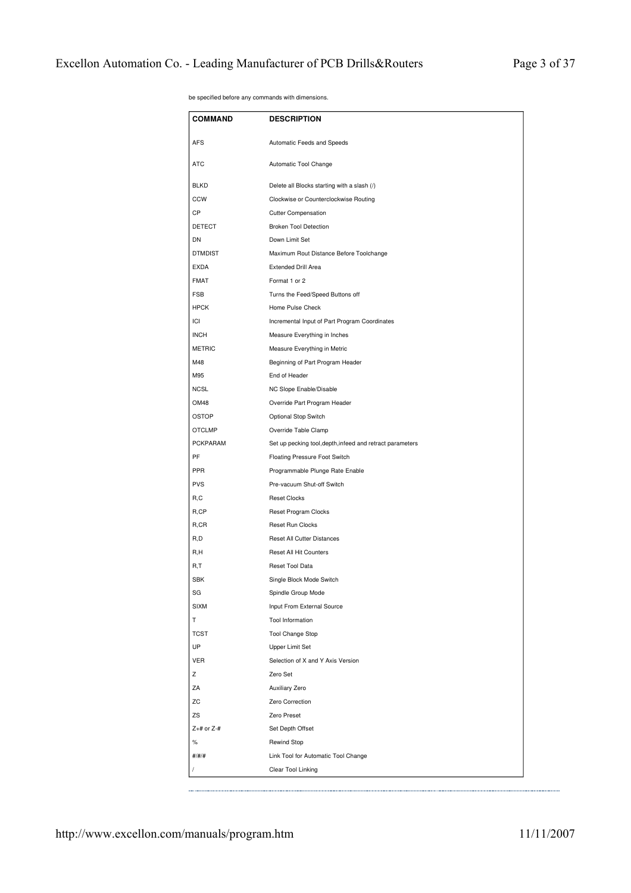be specified before any commands with dimensions.

| COMMAND | DESCRIPTION |
|---|---|
| AFS | Automatic Feeds and Speeds |
| ATC | Automatic Tool Change |
| BLKD | Delete all Blocks starting with a slash (/) |
| CCW | Clockwise or Counterclockwise Routing |
| CP | Cutter Compensation |
| DETECT | Broken Tool Detection |
| DN | Down Limit Set |
| DTMDIST | Maximum Rout Distance Before Toolchange |
| EXDA | Extended Drill Area |
| FMAT | Format 1 or 2 |
| FSB | Turns the Feed/Speed Buttons off |
| HPCK | Home Pulse Check |
| ICI | Incremental Input of Part Program Coordinates |
| INCH | Measure Everything in Inches |
| METRIC | Measure Everything in Metric |
| M48 | Beginning of Part Program Header |
| M95 | End of Header |
| NCSL | NC Slope Enable/Disable |
| OM48 | Override Part Program Header |
| OSTOP | Optional Stop Switch |
| OTCLMP | Override Table Clamp |
| PCKPARAM | Set up pecking tool,depth,infeed and retract parameters |
| PF | Floating Pressure Foot Switch |
| PPR | Programmable Plunge Rate Enable |
| PVS | Pre-vacuum Shut-off Switch |
| R,C | Reset Clocks |
| R,CP | Reset Program Clocks |
| R,CR | Reset Run Clocks |
| R,D | Reset All Cutter Distances |
| R,H | Reset All Hit Counters |
| R,T | Reset Tool Data |
| SBK | Single Block Mode Switch |
| SG | Spindle Group Mode |
| SIXM | Input From External Source |
| T | Tool Information |
| TCST | Tool Change Stop |
| UP | Upper Limit Set |
| VER | Selection of X and Y Axis Version |
| Z | Zero Set |
| ZA | Auxiliary Zero |
| ZC | Zero Correction |
| ZS | Zero Preset |
| Z+# or Z-# | Set Depth Offset |
| % | Rewind Stop |
| #/#/# | Link Tool for Automatic Tool Change |
| / | Clear Tool Linking |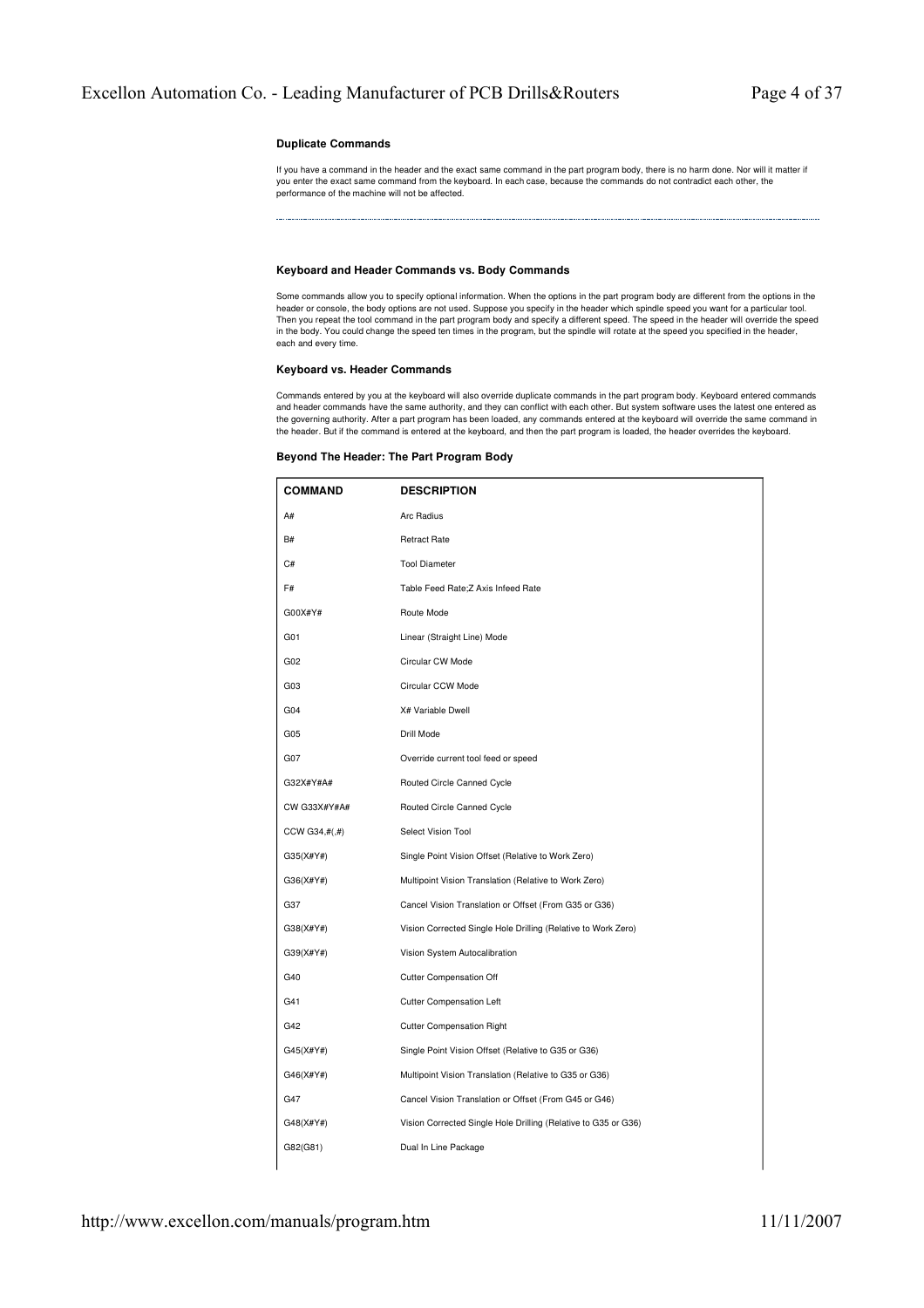#### Duplicate Commands

If you have a command in the header and the exact same command in the part program body, there is no harm done. Nor will it matter if you enter the exact same command from the keyboard. In each case, because the commands do not contradict each other, the performance of the machine will not be affected.

---

#### Keyboard and Header Commands vs. Body Commands

Some commands allow you to specify optional information. When the options in the part program body are different from the options in the header or console, the body options are not used. Suppose you specify in the header which spindle speed you want for a particular tool. Then you repeat the tool command in the part program body and specify a different speed. The speed in the header will override the speed in the body. You could change the speed ten times in the program, but the spindle will rotate at the speed you specified in the header, each and every time.

#### Keyboard vs. Header Commands

Commands entered by you at the keyboard will also override duplicate commands in the part program body. Keyboard entered commands and header commands have the same authority, and they can conflict with each other. But system software uses the latest one entered as the governing authority. After a part program has been loaded, any commands entered at the keyboard will override the same command in the header. But if the command is entered at the keyboard, and then the part program is loaded, the header overrides the keyboard.

#### Beyond The Header: The Part Program Body

| COMMAND | DESCRIPTION |
|---|---|
| A# | Arc Radius |
| B# | Retract Rate |
| C# | Tool Diameter |
| F# | Table Feed Rate;Z Axis Infeed Rate |
| G00X#Y# | Route Mode |
| G01 | Linear (Straight Line) Mode |
| G02 | Circular CW Mode |
| G03 | Circular CCW Mode |
| G04 | X# Variable Dwell |
| G05 | Drill Mode |
| G07 | Override current tool feed or speed |
| G32X#Y#A# | Routed Circle Canned Cycle |
| CW G33X#Y#A# | Routed Circle Canned Cycle |
| CCW G34,#(,#) | Select Vision Tool |
| G35(X#Y#) | Single Point Vision Offset (Relative to Work Zero) |
| G36(X#Y#) | Multipoint Vision Translation (Relative to Work Zero) |
| G37 | Cancel Vision Translation or Offset (From G35 or G36) |
| G38(X#Y#) | Vision Corrected Single Hole Drilling (Relative to Work Zero) |
| G39(X#Y#) | Vision System Autocalibration |
| G40 | Cutter Compensation Off |
| G41 | Cutter Compensation Left |
| G42 | Cutter Compensation Right |
| G45(X#Y#) | Single Point Vision Offset (Relative to G35 or G36) |
| G46(X#Y#) | Multipoint Vision Translation (Relative to G35 or G36) |
| G47 | Cancel Vision Translation or Offset (From G45 or G46) |
| G48(X#Y#) | Vision Corrected Single Hole Drilling (Relative to G35 or G36) |
| G82(G81) | Dual In Line Package |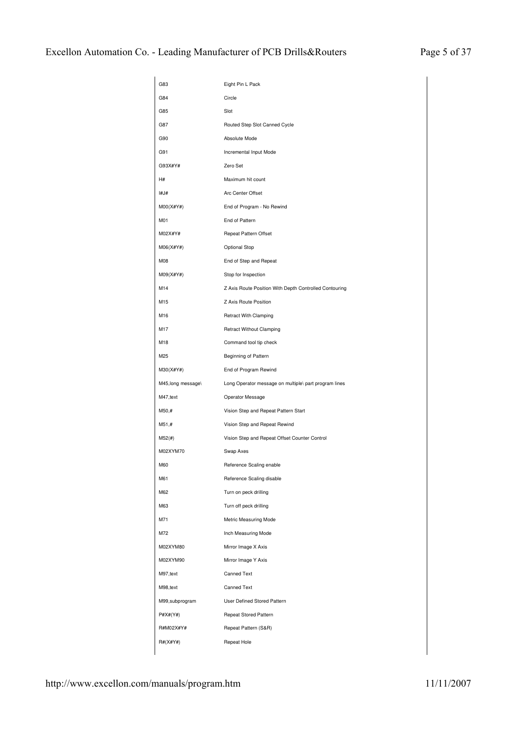| | |
|---|---|
| G83 | Eight Pin L Pack |
| G84 | Circle |
| G85 | Slot |
| G87 | Routed Step Slot Canned Cycle |
| G90 | Absolute Mode |
| G91 | Incremental Input Mode |
| G93X#Y# | Zero Set |
| H# | Maximum hit count |
| I#J# | Arc Center Offset |
| M00(X#Y#) | End of Program - No Rewind |
| M01 | End of Pattern |
| M02X#Y# | Repeat Pattern Offset |
| M06(X#Y#) | Optional Stop |
| M08 | End of Step and Repeat |
| M09(X#Y#) | Stop for Inspection |
| M14 | Z Axis Route Position With Depth Controlled Contouring |
| M15 | Z Axis Route Position |
| M16 | Retract With Clamping |
| M17 | Retract Without Clamping |
| M18 | Command tool tip check |
| M25 | Beginning of Pattern |
| M30(X#Y#) | End of Program Rewind |
| M45,long message\ | Long Operator message on multiple\ part program lines |
| M47,text | Operator Message |
| M50,# | Vision Step and Repeat Pattern Start |
| M51,# | Vision Step and Repeat Rewind |
| M52(#) | Vision Step and Repeat Offset Counter Control |
| M02XYM70 | Swap Axes |
| M60 | Reference Scaling enable |
| M61 | Reference Scaling disable |
| M62 | Turn on peck drilling |
| M63 | Turn off peck drilling |
| M71 | Metric Measuring Mode |
| M72 | Inch Measuring Mode |
| M02XYM80 | Mirror Image X Axis |
| M02XYM90 | Mirror Image Y Axis |
| M97,text | Canned Text |
| M98,text | Canned Text |
| M99,subprogram | User Defined Stored Pattern |
| P#X#(Y#) | Repeat Stored Pattern |
| R#M02X#Y# | Repeat Pattern (S&R) |
| R#(X#Y#) | Repeat Hole |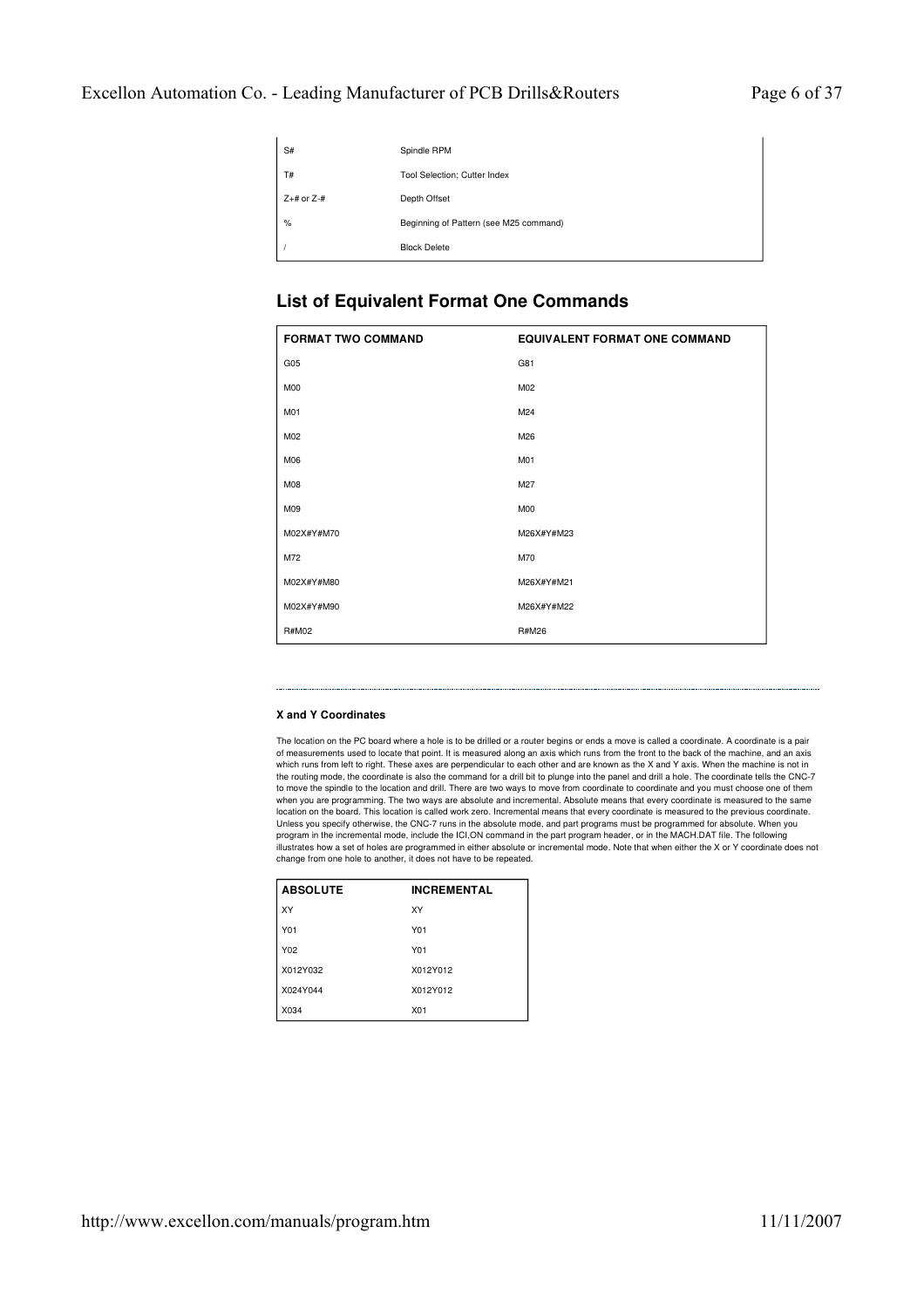| | |
|---|---|
| S# | Spindle RPM |
| T# | Tool Selection; Cutter Index |
| Z+# or Z-# | Depth Offset |
| % | Beginning of Pattern (see M25 command) |
| / | Block Delete |

## List of Equivalent Format One Commands

| FORMAT TWO COMMAND | EQUIVALENT FORMAT ONE COMMAND |
|---|---|
| G05 | G81 |
| M00 | M02 |
| M01 | M24 |
| M02 | M26 |
| M06 | M01 |
| M08 | M27 |
| M09 | M00 |
| M02X#Y#M70 | M26X#Y#M23 |
| M72 | M70 |
| M02X#Y#M80 | M26X#Y#M21 |
| M02X#Y#M90 | M26X#Y#M22 |
| R#M02 | R#M26 |

---

**X and Y Coordinates**

The location on the PC board where a hole is to be drilled or a router begins or ends a move is called a coordinate. A coordinate is a pair of measurements used to locate that point. It is measured along an axis which runs from the front to the back of the machine, and an axis which runs from left to right. These axes are perpendicular to each other and are known as the X and Y axis. When the machine is not in the routing mode, the coordinate is also the command for a drill bit to plunge into the panel and drill a hole. The coordinate tells the CNC-7 to move the spindle to the location and drill. There are two ways to move from coordinate to coordinate and you must choose one of them when you are programming. The two ways are absolute and incremental. Absolute means that every coordinate is measured to the same location on the board. This location is called work zero. Incremental means that every coordinate is measured to the previous coordinate. Unless you specify otherwise, the CNC-7 runs in the absolute mode, and part programs must be programmed for absolute. When you program in the incremental mode, include the ICI,ON command in the part program header, or in the MACH.DAT file. The following illustrates how a set of holes are programmed in either absolute or incremental mode. Note that when either the X or Y coordinate does not change from one hole to another, it does not have to be repeated.

| ABSOLUTE | INCREMENTAL |
|---|---|
| XY | XY |
| Y01 | Y01 |
| Y02 | Y01 |
| X012Y032 | X012Y012 |
| X024Y044 | X012Y012 |
| X034 | X01 |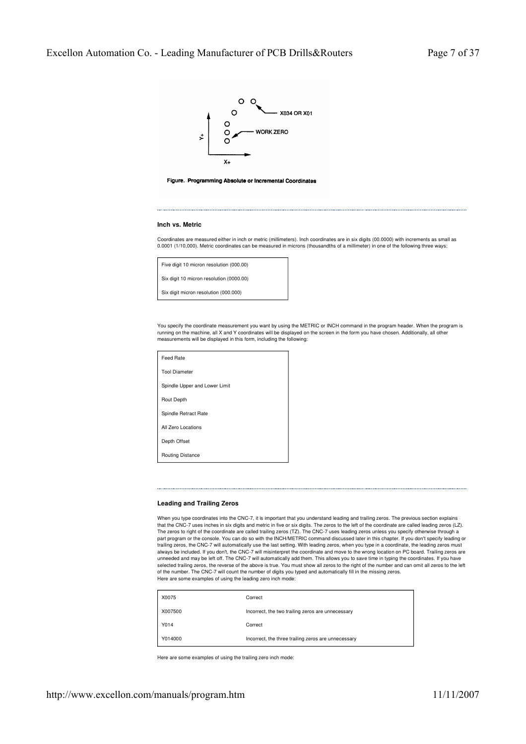Figure. Programming Absolute or Incremental Coordinates

## Inch vs. Metric

Coordinates are measured either in inch or metric (millimeters). Inch coordinates are in six digits (00.0000) with increments as small as 0.0001 (1/10,000). Metric coordinates can be measured in microns (thousandths of a millimeter) in one of the following three ways:

| |
|---|
| Five digit 10 micron resolution (000.00) |
| Six digit 10 micron resolution (0000.00) |
| Six digit micron resolution (000.000) |

You specify the coordinate measurement you want by using the METRIC or INCH command in the program header. When the program is running on the machine, all X and Y coordinates will be displayed on the screen in the form you have chosen. Additionally, all other measurements will be displayed in this form, including the following:

| |
|---|
| Feed Rate |
| Tool Diameter |
| Spindle Upper and Lower Limit |
| Rout Depth |
| Spindle Retract Rate |
| All Zero Locations |
| Depth Offset |
| Routing Distance |

## Leading and Trailing Zeros

When you type coordinates into the CNC-7, it is important that you understand leading and trailing zeros. The previous section explains that the CNC-7 uses inches in six digits and metric in five or six digits. The zeros to the left of the coordinate are called leading zeros (LZ). The zeros to right of the coordinate are called trailing zeros (TZ). The CNC-7 uses leading zeros unless you specify otherwise through a part program or the console. You can do so with the INCH/METRIC command discussed later in this chapter. If you don't specify leading or trailing zeros, the CNC-7 will automatically use the last setting. With leading zeros, when you type in a coordinate, the leading zeros must always be included. If you don't, the CNC-7 will misinterpret the coordinate and move to the wrong location on PC board. Trailing zeros are unneeded and may be left off. The CNC-7 will automatically add them. This allows you to save time in typing the coordinates. If you have selected trailing zeros, the reverse of the above is true. You must show all zeros to the right of the number and can omit all zeros to the left of the number. The CNC-7 will count the number of digits you typed and automatically fill in the missing zeros.
Here are some examples of using the leading zero inch mode:

| | |
|---|---|
| X0075 | Correct |
| X007500 | Incorrect, the two trailing zeros are unnecessary |
| Y014 | Correct |
| Y014000 | Incorrect, the three trailing zeros are unnecessary |

Here are some examples of using the trailing zero inch mode: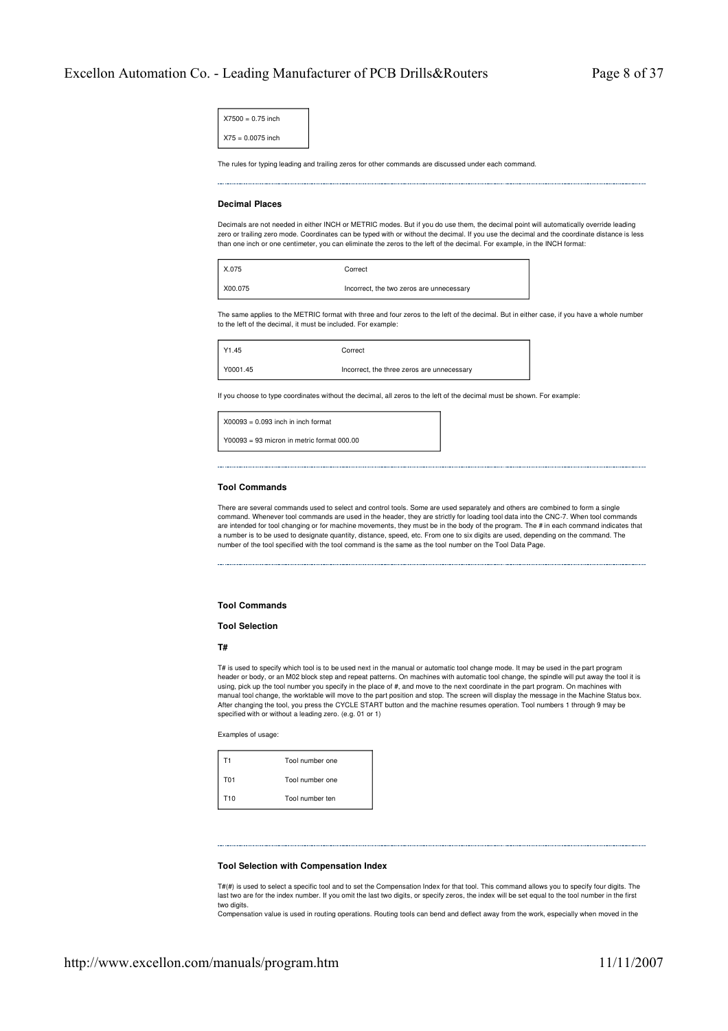| X7500 = 0.75 inch |
|---|
| X75 = 0.0075 inch |

The rules for typing leading and trailing zeros for other commands are discussed under each command.

---

### Decimal Places

Decimals are not needed in either INCH or METRIC modes. But if you do use them, the decimal point will automatically override leading zero or trailing zero mode. Coordinates can be typed with or without the decimal. If you use the decimal and the coordinate distance is less than one inch or one centimeter, you can eliminate the zeros to the left of the decimal. For example, in the INCH format:

| X.075 | Correct |
|---|---|
| X00.075 | Incorrect, the two zeros are unnecessary |

The same applies to the METRIC format with three and four zeros to the left of the decimal. But in either case, if you have a whole number to the left of the decimal, it must be included. For example:

| Y1.45 | Correct |
|---|---|
| Y0001.45 | Incorrect, the three zeros are unnecessary |

If you choose to type coordinates without the decimal, all zeros to the left of the decimal must be shown. For example:

| X00093 = 0.093 inch in inch format |
|---|
| Y00093 = 93 micron in metric format 000.00 |

---

### Tool Commands

There are several commands used to select and control tools. Some are used separately and others are combined to form a single command. Whenever tool commands are used in the header, they are strictly for loading tool data into the CNC-7. When tool commands are intended for tool changing or for machine movements, they must be in the body of the program. The # in each command indicates that a number is to be used to designate quantity, distance, speed, etc. From one to six digits are used, depending on the command. The number of the tool specified with the tool command is the same as the tool number on the Tool Data Page.

---

### Tool Commands

### Tool Selection

### T#

T# is used to specify which tool is to be used next in the manual or automatic tool change mode. It may be used in the part program header or body, or an M02 block step and repeat patterns. On machines with automatic tool change, the spindle will put away the tool it is using, pick up the tool number you specify in the place of #, and move to the next coordinate in the part program. On machines with manual tool change, the worktable will move to the part position and stop. The screen will display the message in the Machine Status box. After changing the tool, you press the CYCLE START button and the machine resumes operation. Tool numbers 1 through 9 may be specified with or without a leading zero. (e.g. 01 or 1)

Examples of usage:

| T1 | Tool number one |
|---|---|
| T01 | Tool number one |
| T10 | Tool number ten |

---

### Tool Selection with Compensation Index

T#(#) is used to select a specific tool and to set the Compensation Index for that tool. This command allows you to specify four digits. The last two are for the index number. If you omit the last two digits, or specify zeros, the index will be set equal to the tool number in the first two digits.

Compensation value is used in routing operations. Routing tools can bend and deflect away from the work, especially when moved in the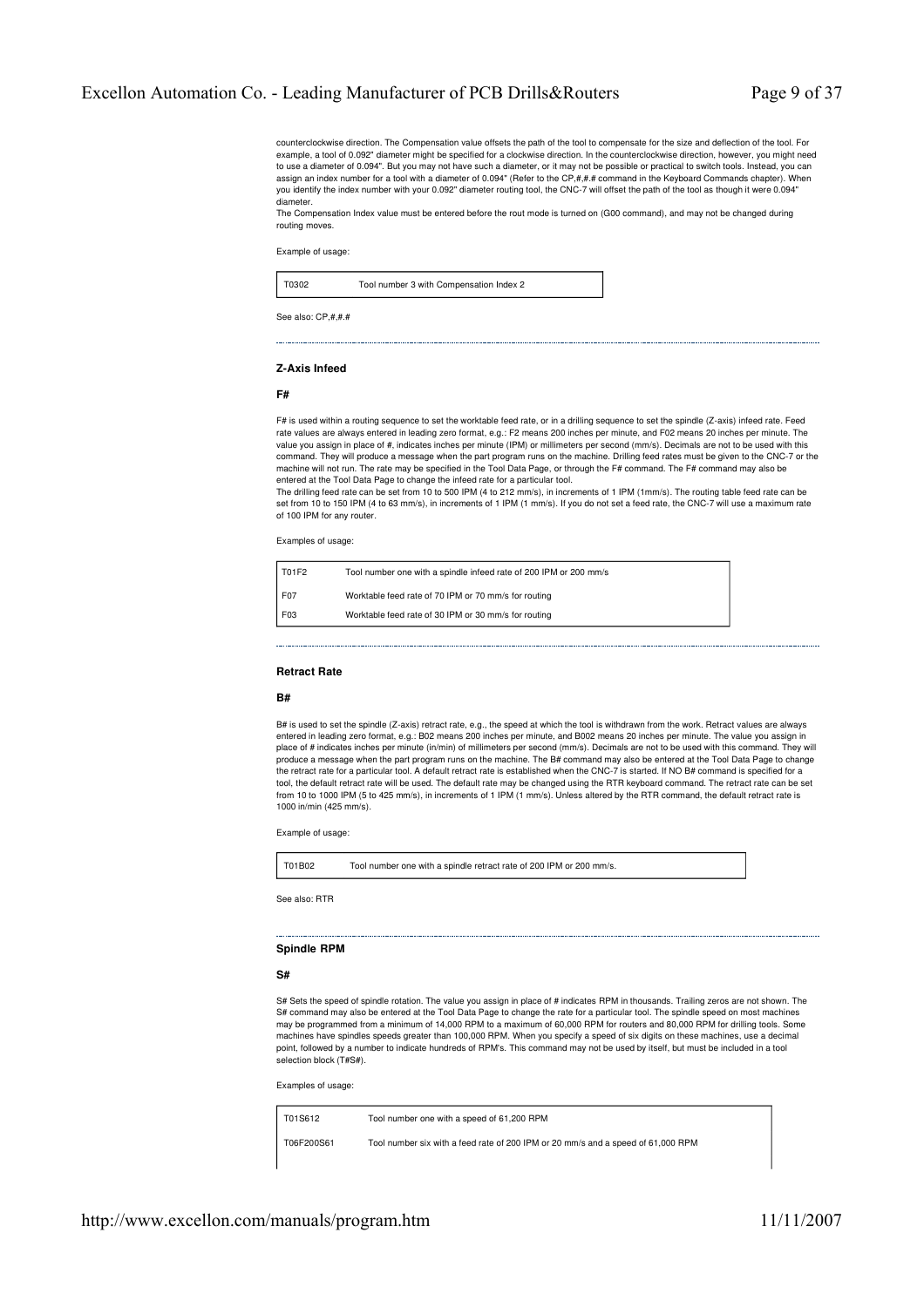counterclockwise direction. The Compensation value offsets the path of the tool to compensate for the size and deflection of the tool. For example, a tool of 0.092" diameter might be specified for a clockwise direction. In the counterclockwise direction, however, you might need to use a diameter of 0.094". But you may not have such a diameter, or it may not be possible or practical to switch tools. Instead, you can assign an index number for a tool with a diameter of 0.094" (Refer to the CP,#,#.# command in the Keyboard Commands chapter). When you identify the index number with your 0.092" diameter routing tool, the CNC-7 will offset the path of the tool as though it were 0.094" diameter.
The Compensation Index value must be entered before the rout mode is turned on (G00 command), and may not be changed during routing moves.

Example of usage:

| | |
|---|---|
| T0302 | Tool number 3 with Compensation Index 2 |

See also: CP,#,#.#

---

### Z-Axis Infeed

**F#**

F# is used within a routing sequence to set the worktable feed rate, or in a drilling sequence to set the spindle (Z-axis) infeed rate. Feed rate values are always entered in leading zero format, e.g.: F2 means 200 inches per minute, and F02 means 20 inches per minute. The value you assign in place of #, indicates inches per minute (IPM) or millimeters per second (mm/s). Decimals are not to be used with this command. They will produce a message when the part program runs on the machine. Drilling feed rates must be given to the CNC-7 or the machine will not run. The rate may be specified in the Tool Data Page, or through the F# command. The F# command may also be entered at the Tool Data Page to change the infeed rate for a particular tool.
The drilling feed rate can be set from 10 to 500 IPM (4 to 212 mm/s), in increments of 1 IPM (1mm/s). The routing table feed rate can be set from 10 to 150 IPM (4 to 63 mm/s), in increments of 1 IPM (1 mm/s). If you do not set a feed rate, the CNC-7 will use a maximum rate of 100 IPM for any router.

Examples of usage:

| | |
|---|---|
| T01F2 | Tool number one with a spindle infeed rate of 200 IPM or 200 mm/s |
| F07 | Worktable feed rate of 70 IPM or 70 mm/s for routing |
| F03 | Worktable feed rate of 30 IPM or 30 mm/s for routing |

---

### Retract Rate

**B#**

B# is used to set the spindle (Z-axis) retract rate, e.g., the speed at which the tool is withdrawn from the work. Retract values are always entered in leading zero format, e.g.: B02 means 200 inches per minute, and B002 means 20 inches per minute. The value you assign in place of # indicates inches per minute (in/min) of millimeters per second (mm/s). Decimals are not to be used with this command. They will produce a message when the part program runs on the machine. The B# command may also be entered at the Tool Data Page to change the retract rate for a particular tool. A default retract rate is established when the CNC-7 is started. If NO B# command is specified for a tool, the default retract rate will be used. The default rate may be changed using the RTR keyboard command. The retract rate can be set from 10 to 1000 IPM (5 to 425 mm/s), in increments of 1 IPM (1 mm/s). Unless altered by the RTR command, the default retract rate is 1000 in/min (425 mm/s).

Example of usage:

| | |
|---|---|
| T01B02 | Tool number one with a spindle retract rate of 200 IPM or 200 mm/s. |

See also: RTR

---

### Spindle RPM

**S#**

S# Sets the speed of spindle rotation. The value you assign in place of # indicates RPM in thousands. Trailing zeros are not shown. The S# command may also be entered at the Tool Data Page to change the rate for a particular tool. The spindle speed on most machines may be programmed from a minimum of 14,000 RPM to a maximum of 60,000 RPM for routers and 80,000 RPM for drilling tools. Some machines have spindles speeds greater than 100,000 RPM. When you specify a speed of six digits on these machines, use a decimal point, followed by a number to indicate hundreds of RPM's. This command may not be used by itself, but must be included in a tool selection block (T#S#).

Examples of usage:

| | |
|---|---|
| T01S612 | Tool number one with a speed of 61,200 RPM |
| T06F200S61 | Tool number six with a feed rate of 200 IPM or 20 mm/s and a speed of 61,000 RPM |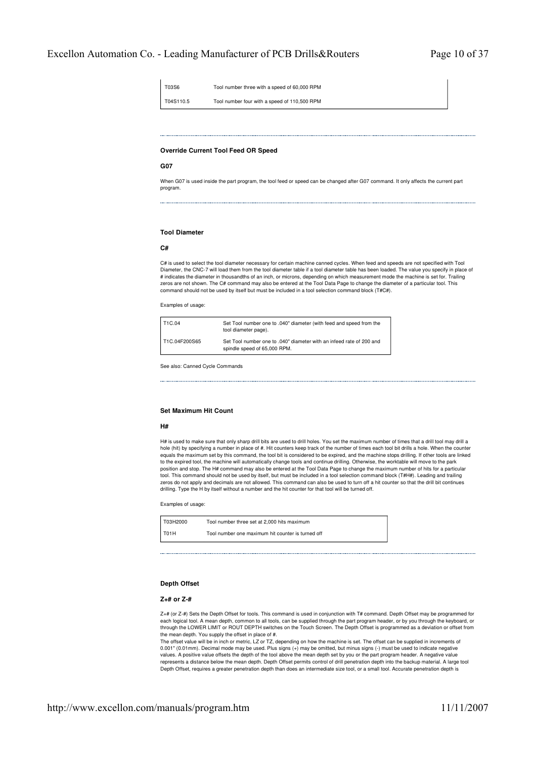| | |
|---|---|
| T03S6 | Tool number three with a speed of 60,000 RPM |
| T04S110.5 | Tool number four with a speed of 110,500 RPM |

---

**Override Current Tool Feed OR Speed**

**G07**

When G07 is used inside the part program, the tool feed or speed can be changed after G07 command. It only affects the current part program.

---

**Tool Diameter**

**C#**

C# is used to select the tool diameter necessary for certain machine canned cycles. When feed and speeds are not specified with Tool Diameter, the CNC-7 will load them from the tool diameter table if a tool diameter table has been loaded. The value you specify in place of # indicates the diameter in thousandths of an inch, or microns, depending on which measurement mode the machine is set for. Trailing zeros are not shown. The C# command may also be entered at the Tool Data Page to change the diameter of a particular tool. This command should not be used by itself but must be included in a tool selection command block (T#C#).

Examples of usage:

| | |
|---|---|
| T1C.04 | Set Tool number one to .040" diameter (with feed and speed from the tool diameter page). |
| T1C.04F200S65 | Set Tool number one to .040" diameter with an infeed rate of 200 and spindle speed of 65,000 RPM. |

See also: Canned Cycle Commands

---

**Set Maximum Hit Count**

**H#**

H# is used to make sure that only sharp drill bits are used to drill holes. You set the maximum number of times that a drill tool may drill a hole (hit) by specifying a number in place of #. Hit counters keep track of the number of times each tool bit drills a hole. When the counter equals the maximum set by this command, the tool bit is considered to be expired, and the machine stops drilling. If other tools are linked to the expired tool, the machine will automatically change tools and continue drilling. Otherwise, the worktable will move to the park position and stop. The H# command may also be entered at the Tool Data Page to change the maximum number of hits for a particular tool. This command should not be used by itself, but must be included in a tool selection command block (T#H#). Leading and trailing zeros do not apply and decimals are not allowed. This command can also be used to turn off a hit counter so that the drill bit continues drilling. Type the H by itself without a number and the hit counter for that tool will be turned off.

Examples of usage:

| | |
|---|---|
| T03H2000 | Tool number three set at 2,000 hits maximum |
| T01H | Tool number one maximum hit counter is turned off |

---

**Depth Offset**

**Z+# or Z-#**

Z+# (or Z-#) Sets the Depth Offset for tools. This command is used in conjunction with T# command. Depth Offset may be programmed for each logical tool. A mean depth, common to all tools, can be supplied through the part program header, or by you through the keyboard, or through the LOWER LIMIT or ROUT DEPTH switches on the Touch Screen. The Depth Offset is programmed as a deviation or offset from the mean depth. You supply the offset in place of #.
The offset value will be in inch or metric, LZ or TZ, depending on how the machine is set. The offset can be supplied in increments of 0.001" (0.01mm). Decimal mode may be used. Plus signs (+) may be omitted, but minus signs (-) must be used to indicate negative values. A positive value offsets the depth of the tool above the mean depth set by you or the part program header. A negative value represents a distance below the mean depth. Depth Offset permits control of drill penetration depth into the backup material. A large tool Depth Offset, requires a greater penetration depth than does an intermediate size tool, or a small tool. Accurate penetration depth is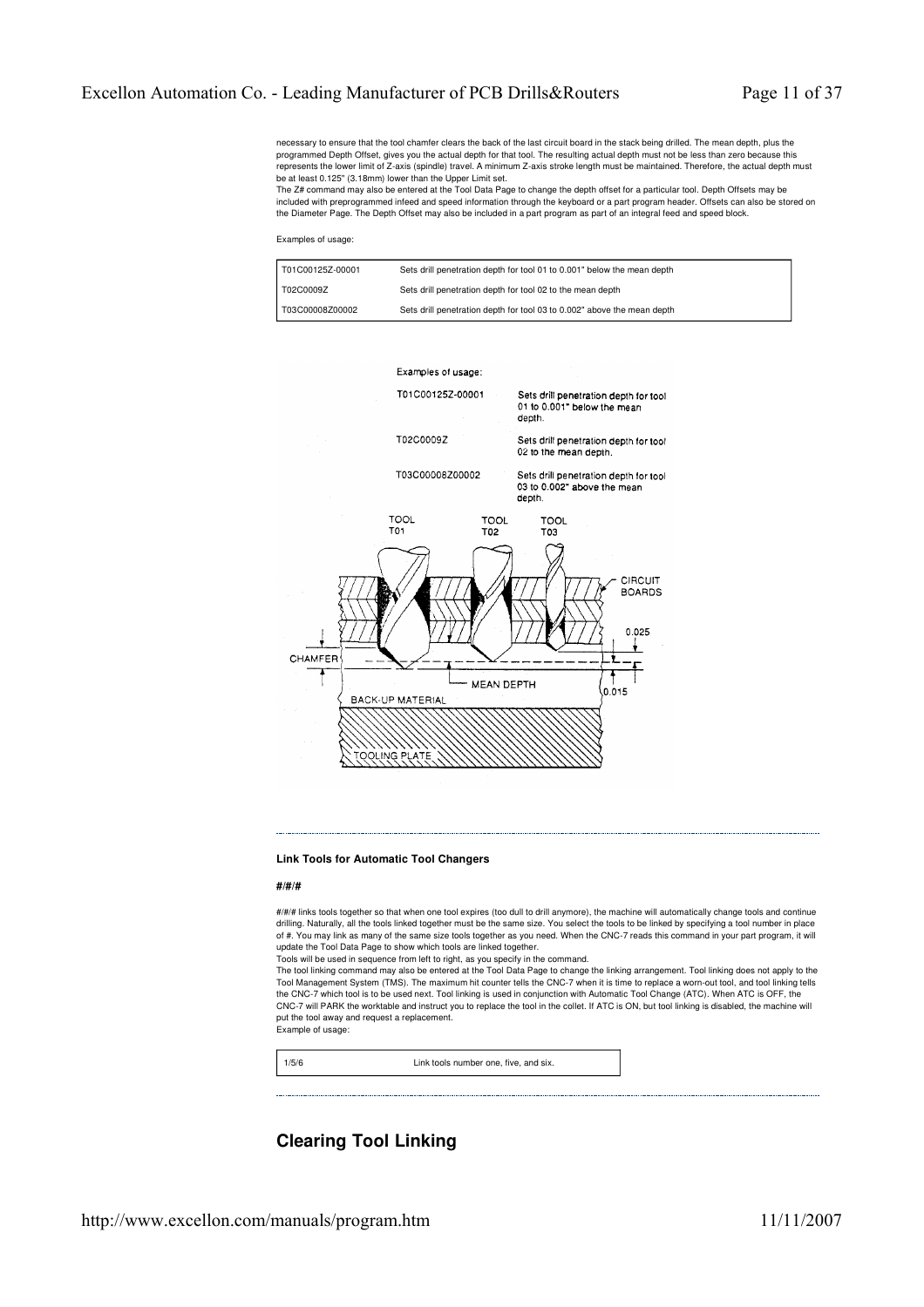necessary to ensure that the tool chamfer clears the back of the last circuit board in the stack being drilled. The mean depth, plus the programmed Depth Offset, gives you the actual depth for that tool. The resulting actual depth must not be less than zero because this represents the lower limit of Z-axis (spindle) travel. A minimum Z-axis stroke length must be maintained. Therefore, the actual depth must be at least 0.125" (3.18mm) lower than the Upper Limit set.

The Z# command may also be entered at the Tool Data Page to change the depth offset for a particular tool. Depth Offsets may be included with preprogrammed infeed and speed information through the keyboard or a part program header. Offsets can also be stored on the Diameter Page. The Depth Offset may also be included in a part program as part of an integral feed and speed block.

Examples of usage:

| | |
|---|---|
| T01C00125Z-00001 | Sets drill penetration depth for tool 01 to 0.001" below the mean depth |
| T02C0009Z | Sets drill penetration depth for tool 02 to the mean depth |
| T03C00008Z00002 | Sets drill penetration depth for tool 03 to 0.002" above the mean depth |

---

**Link Tools for Automatic Tool Changers**

**#/#/#**

#/#/# links tools together so that when one tool expires (too dull to drill anymore), the machine will automatically change tools and continue drilling. Naturally, all the tools linked together must be the same size. You select the tools to be linked by specifying a tool number in place of #. You may link as many of the same size tools together as you need. When the CNC-7 reads this command in your part program, it will update the Tool Data Page to show which tools are linked together.

Tools will be used in sequence from left to right, as you specify in the command.

The tool linking command may also be entered at the Tool Data Page to change the linking arrangement. Tool linking does not apply to the Tool Management System (TMS). The maximum hit counter tells the CNC-7 when it is time to replace a worn-out tool, and tool linking tells the CNC-7 which tool is to be used next. Tool linking is used in conjunction with Automatic Tool Change (ATC). When ATC is OFF, the CNC-7 will PARK the worktable and instruct you to replace the tool in the collet. If ATC is ON, but tool linking is disabled, the machine will put the tool away and request a replacement.

Example of usage:

| | |
|---|---|
| 1/5/6 | Link tools number one, five, and six. |

---

## Clearing Tool Linking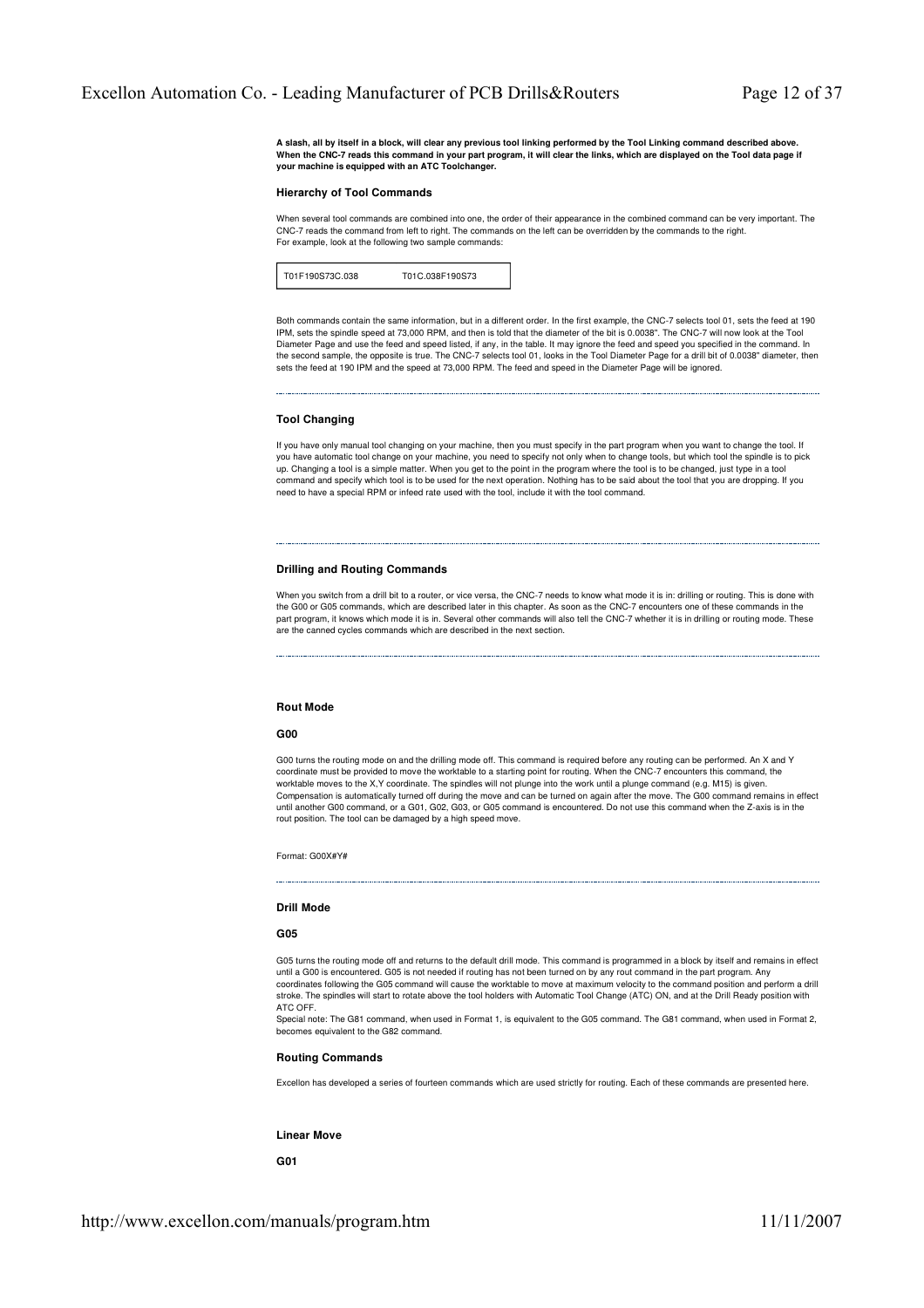**A slash, all by itself in a block, will clear any previous tool linking performed by the Tool Linking command described above. When the CNC-7 reads this command in your part program, it will clear the links, which are displayed on the Tool data page if your machine is equipped with an ATC Toolchanger.**

### Hierarchy of Tool Commands

When several tool commands are combined into one, the order of their appearance in the combined command can be very important. The CNC-7 reads the command from left to right. The commands on the left can be overridden by the commands to the right.
For example, look at the following two sample commands:

| T01F190S73C.038 | T01C.038F190S73 |
|---|---|

Both commands contain the same information, but in a different order. In the first example, the CNC-7 selects tool 01, sets the feed at 190 IPM, sets the spindle speed at 73,000 RPM, and then is told that the diameter of the bit is 0.0038". The CNC-7 will now look at the Tool Diameter Page and use the feed and speed listed, if any, in the table. It may ignore the feed and speed you specified in the command. In the second sample, the opposite is true. The CNC-7 selects tool 01, looks in the Tool Diameter Page for a drill bit of 0.0038" diameter, then sets the feed at 190 IPM and the speed at 73,000 RPM. The feed and speed in the Diameter Page will be ignored.

---

### Tool Changing

If you have only manual tool changing on your machine, then you must specify in the part program when you want to change the tool. If you have automatic tool change on your machine, you need to specify not only when to change tools, but which tool the spindle is to pick up. Changing a tool is a simple matter. When you get to the point in the program where the tool is to be changed, just type in a tool command and specify which tool is to be used for the next operation. Nothing has to be said about the tool that you are dropping. If you need to have a special RPM or infeed rate used with the tool, include it with the tool command.

---

### Drilling and Routing Commands

When you switch from a drill bit to a router, or vice versa, the CNC-7 needs to know what mode it is in: drilling or routing. This is done with the G00 or G05 commands, which are described later in this chapter. As soon as the CNC-7 encounters one of these commands in the part program, it knows which mode it is in. Several other commands will also tell the CNC-7 whether it is in drilling or routing mode. These are the canned cycles commands which are described in the next section.

---

### Rout Mode

#### G00

G00 turns the routing mode on and the drilling mode off. This command is required before any routing can be performed. An X and Y coordinate must be provided to move the worktable to a starting point for routing. When the CNC-7 encounters this command, the worktable moves to the X,Y coordinate. The spindles will not plunge into the work until a plunge command (e.g. M15) is given. Compensation is automatically turned off during the move and can be turned on again after the move. The G00 command remains in effect until another G00 command, or a G01, G02, G03, or G05 command is encountered. Do not use this command when the Z-axis is in the rout position. The tool can be damaged by a high speed move.

Format: G00X#Y#

---

### Drill Mode

#### G05

G05 turns the routing mode off and returns to the default drill mode. This command is programmed in a block by itself and remains in effect until a G00 is encountered. G05 is not needed if routing has not been turned on by any rout command in the part program. Any coordinates following the G05 command will cause the worktable to move at maximum velocity to the command position and perform a drill stroke. The spindles will start to rotate above the tool holders with Automatic Tool Change (ATC) ON, and at the Drill Ready position with ATC OFF.
Special note: The G81 command, when used in Format 1, is equivalent to the G05 command. The G81 command, when used in Format 2, becomes equivalent to the G82 command.

### Routing Commands

Excellon has developed a series of fourteen commands which are used strictly for routing. Each of these commands are presented here.

### Linear Move

#### G01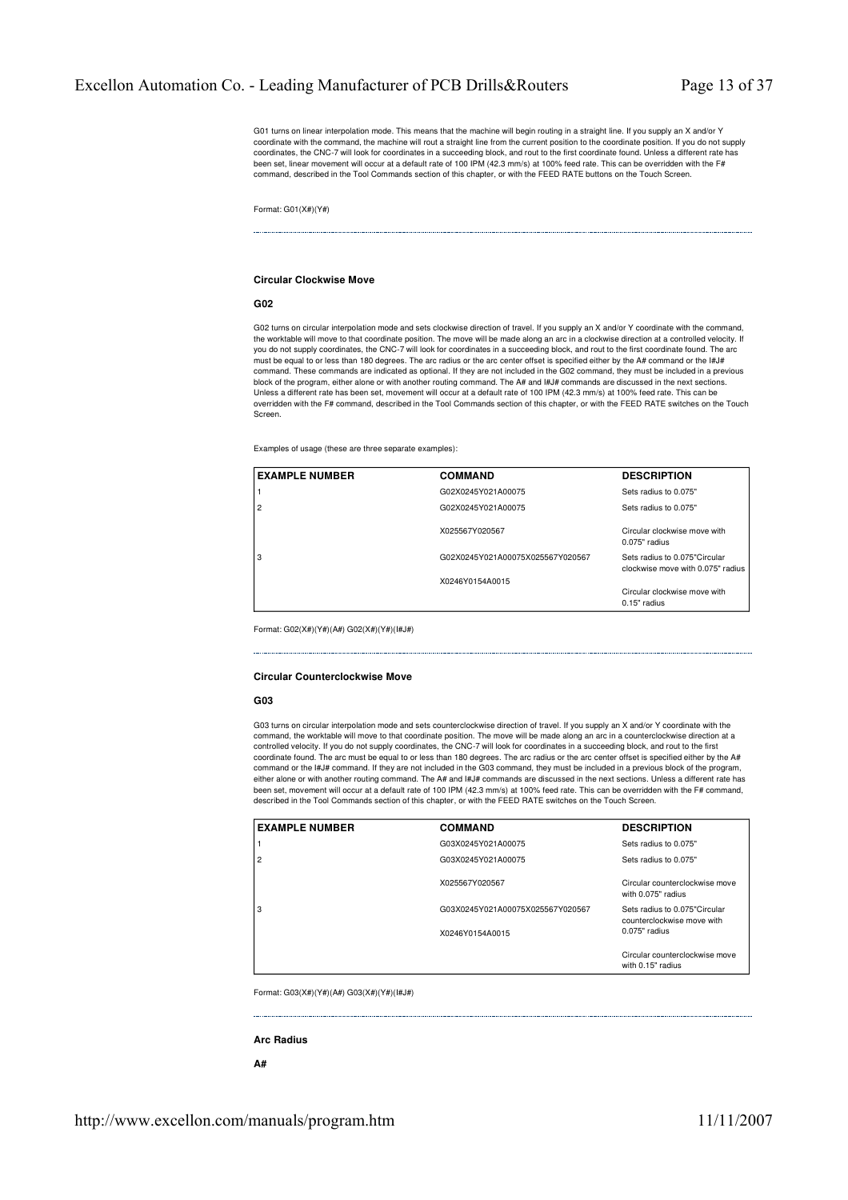G01 turns on linear interpolation mode. This means that the machine will begin routing in a straight line. If you supply an X and/or Y coordinate with the command, the machine will rout a straight line from the current position to the coordinate position. If you do not supply coordinates, the CNC-7 will look for coordinates in a succeeding block, and rout to the first coordinate found. Unless a different rate has been set, linear movement will occur at a default rate of 100 IPM (42.3 mm/s) at 100% feed rate. This can be overridden with the F# command, described in the Tool Commands section of this chapter, or with the FEED RATE buttons on the Touch Screen.

Format: G01(X#)(Y#)

---

**Circular Clockwise Move**

**G02**

G02 turns on circular interpolation mode and sets clockwise direction of travel. If you supply an X and/or Y coordinate with the command, the worktable will move to that coordinate position. The move will be made along an arc in a clockwise direction at a controlled velocity. If you do not supply coordinates, the CNC-7 will look for coordinates in a succeeding block, and rout to the first coordinate found. The arc must be equal to or less than 180 degrees. The arc radius or the arc center offset is specified either by the A# command or the I#J# command. These commands are indicated as optional. If they are not included in the G02 command, they must be included in a previous block of the program, either alone or with another routing command. The A# and I#J# commands are discussed in the next sections. Unless a different rate has been set, movement will occur at a default rate of 100 IPM (42.3 mm/s) at 100% feed rate. This can be overridden with the F# command, described in the Tool Commands section of this chapter, or with the FEED RATE switches on the Touch Screen.

Examples of usage (these are three separate examples):

| EXAMPLE NUMBER | COMMAND | DESCRIPTION |
|---|---|---|
| 1 | G02X0245Y021A00075 | Sets radius to 0.075" |
| 2 | G02X0245Y021A00075 | Sets radius to 0.075" |
| | X025567Y020567 | Circular clockwise move with 0.075" radius |
| 3 | G02X0245Y021A00075X025567Y020567 | Sets radius to 0.075"Circular clockwise move with 0.075" radius |
| | X0246Y0154A0015 | Circular clockwise move with 0.15" radius |

Format: G02(X#)(Y#)(A#) G02(X#)(Y#)(I#J#)

---

**Circular Counterclockwise Move**

**G03**

G03 turns on circular interpolation mode and sets counterclockwise direction of travel. If you supply an X and/or Y coordinate with the command, the worktable will move to that coordinate position. The move will be made along an arc in a counterclockwise direction at a controlled velocity. If you do not supply coordinates, the CNC-7 will look for coordinates in a succeeding block, and rout to the first coordinate found. The arc must be equal to or less than 180 degrees. The arc radius or the arc center offset is specified either by the A# command or the I#J# command. If they are not included in the G03 command, they must be included in a previous block of the program, either alone or with another routing command. The A# and I#J# commands are discussed in the next sections. Unless a different rate has been set, movement will occur at a default rate of 100 IPM (42.3 mm/s) at 100% feed rate. This can be overridden with the F# command, described in the Tool Commands section of this chapter, or with the FEED RATE switches on the Touch Screen.

| EXAMPLE NUMBER | COMMAND | DESCRIPTION |
|---|---|---|
| 1 | G03X0245Y021A00075 | Sets radius to 0.075" |
| 2 | G03X0245Y021A00075 | Sets radius to 0.075" |
| | X025567Y020567 | Circular counterclockwise move with 0.075" radius |
| 3 | G03X0245Y021A00075X025567Y020567 | Sets radius to 0.075"Circular counterclockwise move with 0.075" radius |
| | X0246Y0154A0015 | |
| | | Circular counterclockwise move with 0.15" radius |

Format: G03(X#)(Y#)(A#) G03(X#)(Y#)(I#J#)

---

**Arc Radius**

**A#**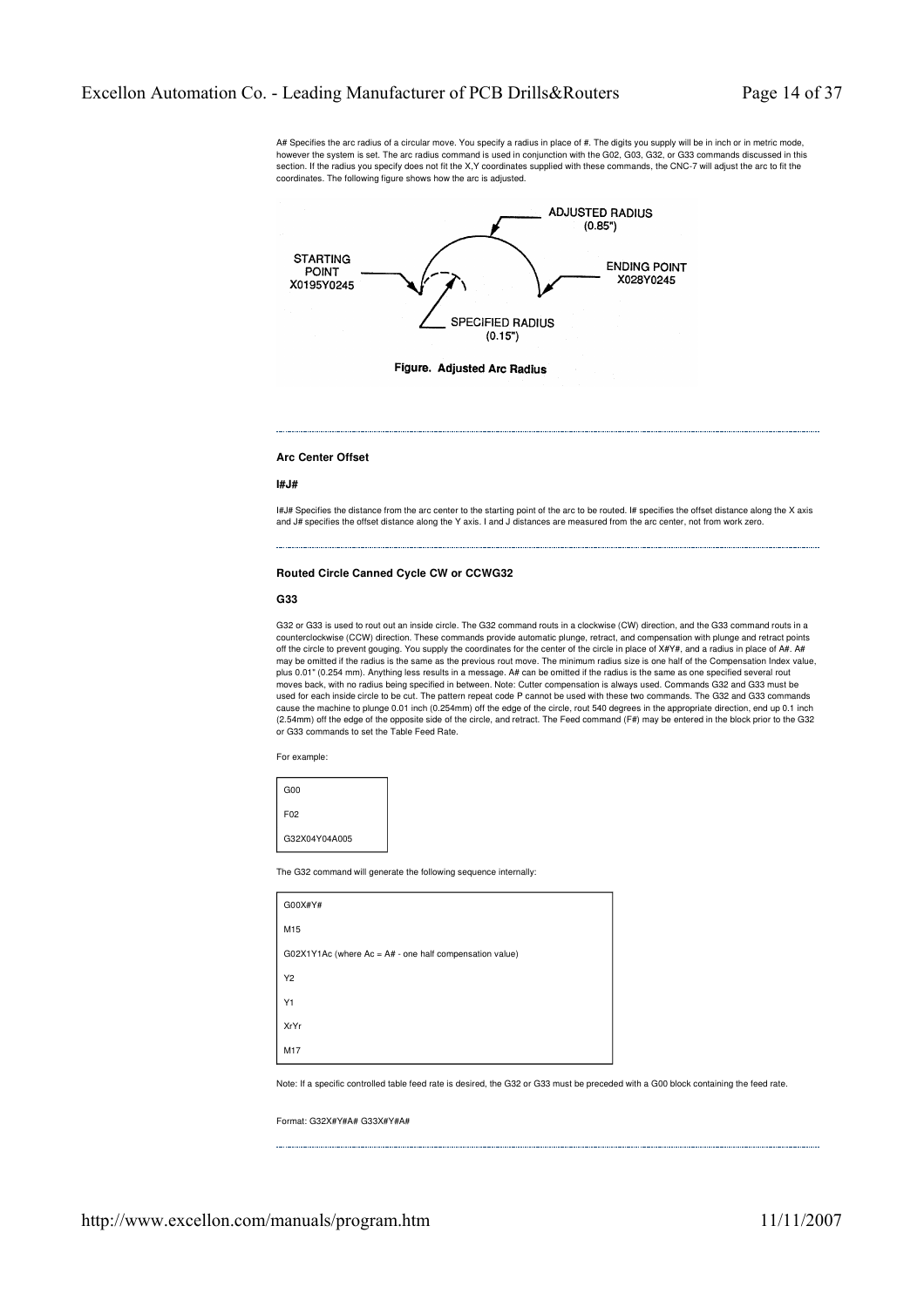A# Specifies the arc radius of a circular move. You specify a radius in place of #. The digits you supply will be in inch or in metric mode, however the system is set. The arc radius command is used in conjunction with the G02, G03, G32, or G33 commands discussed in this section. If the radius you specify does not fit the X,Y coordinates supplied with these commands, the CNC-7 will adjust the arc to fit the coordinates. The following figure shows how the arc is adjusted.

ADJUSTED RADIUS (0.85")

STARTING POINT X0195Y0245

ENDING POINT X028Y0245

SPECIFIED RADIUS (0.15")

**Figure. Adjusted Arc Radius**

---

**Arc Center Offset**

**I#J#**

I#J# Specifies the distance from the arc center to the starting point of the arc to be routed. I# specifies the offset distance along the X axis and J# specifies the offset distance along the Y axis. I and J distances are measured from the arc center, not from work zero.

---

**Routed Circle Canned Cycle CW or CCWG32**

**G33**

G32 or G33 is used to rout out an inside circle. The G32 command routs in a clockwise (CW) direction, and the G33 command routs in a counterclockwise (CCW) direction. These commands provide automatic plunge, retract, and compensation with plunge and retract points off the circle to prevent gouging. You supply the coordinates for the center of the circle in place of X#Y#, and a radius in place of A#. A# may be omitted if the radius is the same as the previous rout move. The minimum radius size is one half of the Compensation Index value, plus 0.01" (0.254 mm). Anything less results in a message. A# can be omitted if the radius is the same as one specified several rout moves back, with no radius being specified in between. Note: Cutter compensation is always used. Commands G32 and G33 must be used for each inside circle to be cut. The pattern repeat code P cannot be used with these two commands. The G32 and G33 commands cause the machine to plunge 0.01 inch (0.254mm) off the edge of the circle, rout 540 degrees in the appropriate direction, end up 0.1 inch (2.54mm) off the edge of the opposite side of the circle, and retract. The Feed command (F#) may be entered in the block prior to the G32 or G33 commands to set the Table Feed Rate.

For example:

```
G00
F02
G32X04Y04A005
```

The G32 command will generate the following sequence internally:

```
G00X#Y#
M15
G02X1Y1Ac (where Ac = A# - one half compensation value)
Y2
Y1
XrYr
M17
```

Note: If a specific controlled table feed rate is desired, the G32 or G33 must be preceded with a G00 block containing the feed rate.

Format: G32X#Y#A# G33X#Y#A#

---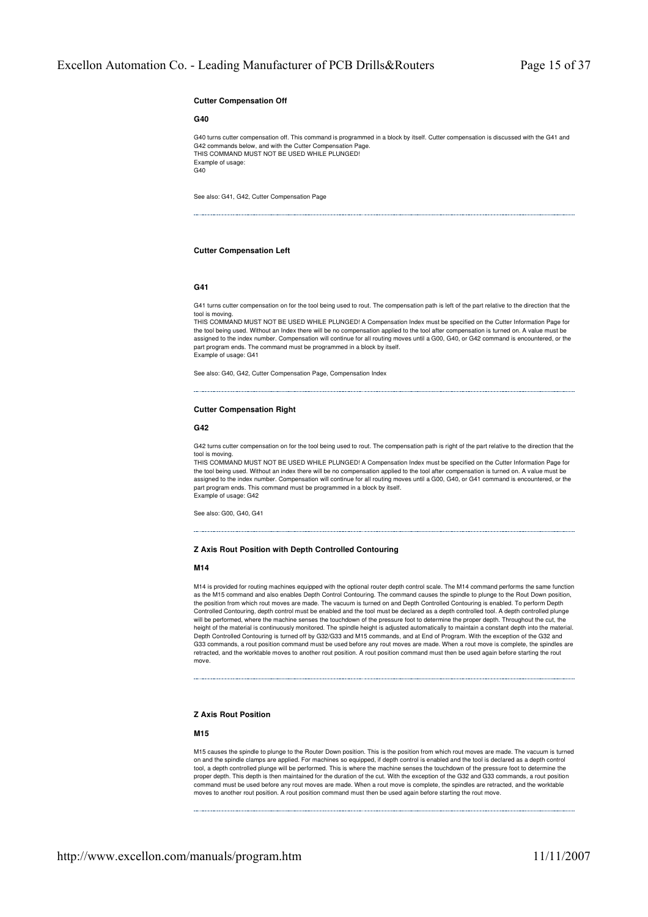### Cutter Compensation Off

#### G40

G40 turns cutter compensation off. This command is programmed in a block by itself. Cutter compensation is discussed with the G41 and G42 commands below, and with the Cutter Compensation Page.
THIS COMMAND MUST NOT BE USED WHILE PLUNGED!
Example of usage:
G40

See also: G41, G42, Cutter Compensation Page

---

### Cutter Compensation Left

#### G41

G41 turns cutter compensation on for the tool being used to rout. The compensation path is left of the part relative to the direction that the tool is moving.
THIS COMMAND MUST NOT BE USED WHILE PLUNGED! A Compensation Index must be specified on the Cutter Information Page for the tool being used. Without an Index there will be no compensation applied to the tool after compensation is turned on. A value must be assigned to the index number. Compensation will continue for all routing moves until a G00, G40, or G42 command is encountered, or the part program ends. The command must be programmed in a block by itself.
Example of usage: G41

See also: G40, G42, Cutter Compensation Page, Compensation Index

---

### Cutter Compensation Right

#### G42

G42 turns cutter compensation on for the tool being used to rout. The compensation path is right of the part relative to the direction that the tool is moving.
THIS COMMAND MUST NOT BE USED WHILE PLUNGED! A Compensation Index must be specified on the Cutter Information Page for the tool being used. Without an index there will be no compensation applied to the tool after compensation is turned on. A value must be assigned to the index number. Compensation will continue for all routing moves until a G00, G40, or G41 command is encountered, or the part program ends. This command must be programmed in a block by itself.
Example of usage: G42

See also: G00, G40, G41

---

### Z Axis Rout Position with Depth Controlled Contouring

#### M14

M14 is provided for routing machines equipped with the optional router depth control scale. The M14 command performs the same function as the M15 command and also enables Depth Control Contouring. The command causes the spindle to plunge to the Rout Down position, the position from which rout moves are made. The vacuum is turned on and Depth Controlled Contouring is enabled. To perform Depth Controlled Contouring, depth control must be enabled and the tool must be declared as a depth controlled tool. A depth controlled plunge will be performed, where the machine senses the touchdown of the pressure foot to determine the proper depth. Throughout the cut, the height of the material is continuously monitored. The spindle height is adjusted automatically to maintain a constant depth into the material. Depth Controlled Contouring is turned off by G32/G33 and M15 commands, and at End of Program. With the exception of the G32 and G33 commands, a rout position command must be used before any rout moves are made. When a rout move is complete, the spindles are retracted, and the worktable moves to another rout position. A rout position command must then be used again before starting the rout move.

---

### Z Axis Rout Position

#### M15

M15 causes the spindle to plunge to the Router Down position. This is the position from which rout moves are made. The vacuum is turned on and the spindle clamps are applied. For machines so equipped, if depth control is enabled and the tool is declared as a depth control tool, a depth controlled plunge will be performed. This is where the machine senses the touchdown of the pressure foot to determine the proper depth. This depth is then maintained for the duration of the cut. With the exception of the G32 and G33 commands, a rout position command must be used before any rout moves are made. When a rout move is complete, the spindles are retracted, and the worktable moves to another rout position. A rout position command must then be used again before starting the rout move.

---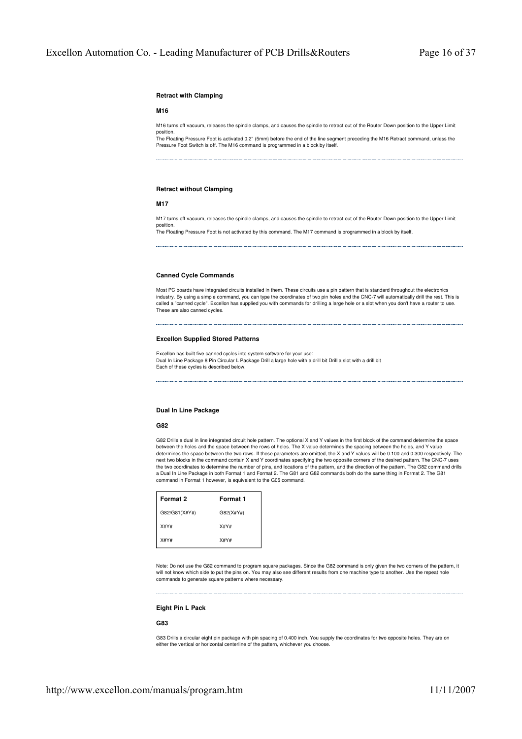### Retract with Clamping

#### M16

M16 turns off vacuum, releases the spindle clamps, and causes the spindle to retract out of the Router Down position to the Upper Limit position.
The Floating Pressure Foot is activated 0.2" (5mm) before the end of the line segment preceding the M16 Retract command, unless the Pressure Foot Switch is off. The M16 command is programmed in a block by itself.

---

### Retract without Clamping

#### M17

M17 turns off vacuum, releases the spindle clamps, and causes the spindle to retract out of the Router Down position to the Upper Limit position.
The Floating Pressure Foot is not activated by this command. The M17 command is programmed in a block by itself.

---

### Canned Cycle Commands

Most PC boards have integrated circuits installed in them. These circuits use a pin pattern that is standard throughout the electronics industry. By using a simple command, you can type the coordinates of two pin holes and the CNC-7 will automatically drill the rest. This is called a "canned cycle". Excellon has supplied you with commands for drilling a large hole or a slot when you don't have a router to use. These are also canned cycles.

---

### Excellon Supplied Stored Patterns

Excellon has built five canned cycles into system software for your use:
Dual In Line Package 8 Pin Circular L Package Drill a large hole with a drill bit Drill a slot with a drill bit
Each of these cycles is described below.

---

### Dual In Line Package

#### G82

G82 Drills a dual in line integrated circuit hole pattern. The optional X and Y values in the first block of the command determine the space between the holes and the space between the rows of holes. The X value determines the spacing between the holes, and Y value determines the space between the two rows. If these parameters are omitted, the X and Y values will be 0.100 and 0.300 respectively. The next two blocks in the command contain X and Y coordinates specifying the two opposite corners of the desired pattern. The CNC-7 uses the two coordinates to determine the number of pins, and locations of the pattern, and the direction of the pattern. The G82 command drills a Dual In Line Package in both Format 1 and Format 2. The G81 and G82 commands both do the same thing in Format 2. The G81 command in Format 1 however, is equivalent to the G05 command.

| Format 2 | Format 1 |
|---|---|
| G82/G81(X#Y#) | G82(X#Y#) |
| X#Y# | X#Y# |
| X#Y# | X#Y# |

Note: Do not use the G82 command to program square packages. Since the G82 command is only given the two corners of the pattern, it will not know which side to put the pins on. You may also see different results from one machine type to another. Use the repeat hole commands to generate square patterns where necessary.

---

### Eight Pin L Pack

#### G83

G83 Drills a circular eight pin package with pin spacing of 0.400 inch. You supply the coordinates for two opposite holes. They are on either the vertical or horizontal centerline of the pattern, whichever you choose.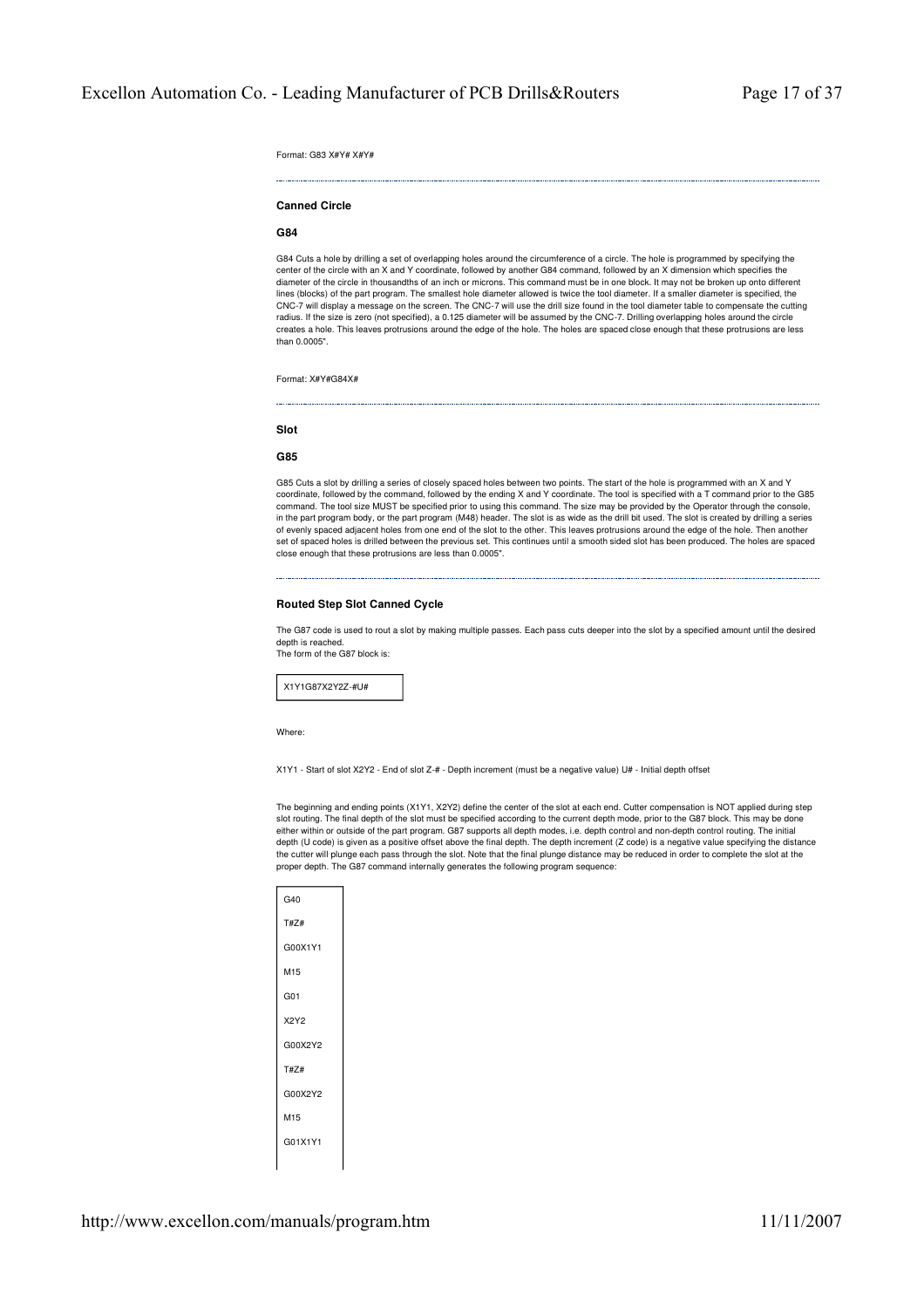Format: G83 X#Y# X#Y#

---

### Canned Circle

#### G84

G84 Cuts a hole by drilling a set of overlapping holes around the circumference of a circle. The hole is programmed by specifying the center of the circle with an X and Y coordinate, followed by another G84 command, followed by an X dimension which specifies the diameter of the circle in thousandths of an inch or microns. This command must be in one block. It may not be broken up onto different lines (blocks) of the part program. The smallest hole diameter allowed is twice the tool diameter. If a smaller diameter is specified, the CNC-7 will display a message on the screen. The CNC-7 will use the drill size found in the tool diameter table to compensate the cutting radius. If the size is zero (not specified), a 0.125 diameter will be assumed by the CNC-7. Drilling overlapping holes around the circle creates a hole. This leaves protrusions around the edge of the hole. The holes are spaced close enough that these protrusions are less than 0.0005".

Format: X#Y#G84X#

---

### Slot

#### G85

G85 Cuts a slot by drilling a series of closely spaced holes between two points. The start of the hole is programmed with an X and Y coordinate, followed by the command, followed by the ending X and Y coordinate. The tool is specified with a T command prior to the G85 command. The tool size MUST be specified prior to using this command. The size may be provided by the Operator through the console, in the part program body, or the part program (M48) header. The slot is as wide as the drill bit used. The slot is created by drilling a series of evenly spaced adjacent holes from one end of the slot to the other. This leaves protrusions around the edge of the hole. Then another set of spaced holes is drilled between the previous set. This continues until a smooth sided slot has been produced. The holes are spaced close enough that these protrusions are less than 0.0005".

---

### Routed Step Slot Canned Cycle

The G87 code is used to rout a slot by making multiple passes. Each pass cuts deeper into the slot by a specified amount until the desired depth is reached.
The form of the G87 block is:

```
X1Y1G87X2Y2Z-#U#
```

Where:

X1Y1 - Start of slot X2Y2 - End of slot Z-# - Depth increment (must be a negative value) U# - Initial depth offset

The beginning and ending points (X1Y1, X2Y2) define the center of the slot at each end. Cutter compensation is NOT applied during step slot routing. The final depth of the slot must be specified according to the current depth mode, prior to the G87 block. This may be done either within or outside of the part program. G87 supports all depth modes, i.e. depth control and non-depth control routing. The initial depth (U code) is given as a positive offset above the final depth. The depth increment (Z code) is a negative value specifying the distance the cutter will plunge each pass through the slot. Note that the final plunge distance may be reduced in order to complete the slot at the proper depth. The G87 command internally generates the following program sequence:

```
G40
T#Z#
G00X1Y1
M15
G01
X2Y2
G00X2Y2
T#Z#
G00X2Y2
M15
G01X1Y1
```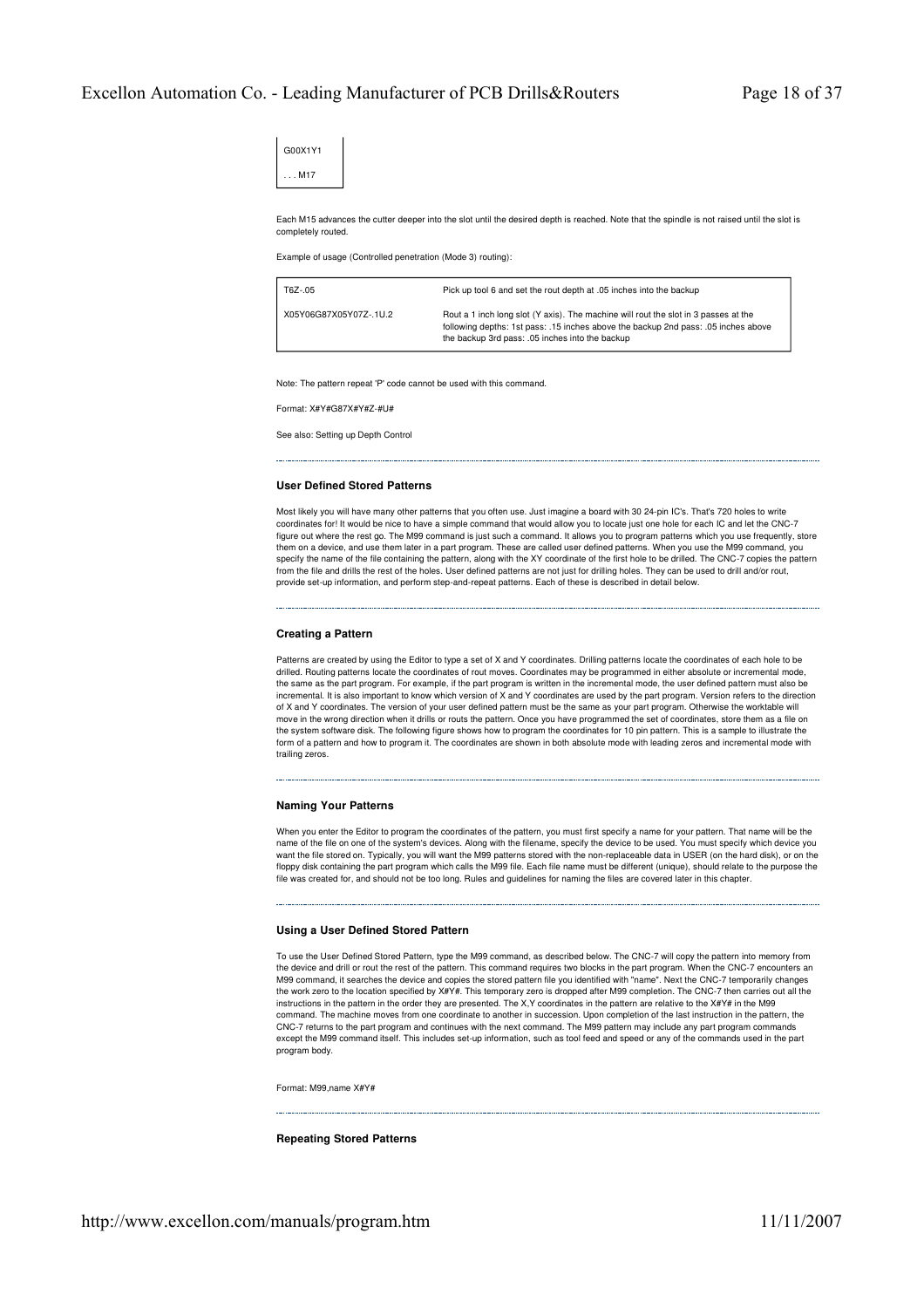| G00X1Y1 |
|---|
| . . . M17 |

Each M15 advances the cutter deeper into the slot until the desired depth is reached. Note that the spindle is not raised until the slot is completely routed.

Example of usage (Controlled penetration (Mode 3) routing):

| T6Z-.05 | Pick up tool 6 and set the rout depth at .05 inches into the backup |
|---|---|
| X05Y06G87X05Y07Z-.1U.2 | Rout a 1 inch long slot (Y axis). The machine will rout the slot in 3 passes at the following depths: 1st pass: .15 inches above the backup 2nd pass: .05 inches above the backup 3rd pass: .05 inches into the backup |

Note: The pattern repeat 'P' code cannot be used with this command.

Format: X#Y#G87X#Y#Z-#U#

See also: Setting up Depth Control

### User Defined Stored Patterns

Most likely you will have many other patterns that you often use. Just imagine a board with 30 24-pin IC's. That's 720 holes to write coordinates for! It would be nice to have a simple command that would allow you to locate just one hole for each IC and let the CNC-7 figure out where the rest go. The M99 command is just such a command. It allows you to program patterns which you use frequently, store them on a device, and use them later in a part program. These are called user defined patterns. When you use the M99 command, you specify the name of the file containing the pattern, along with the XY coordinate of the first hole to be drilled. The CNC-7 copies the pattern from the file and drills the rest of the holes. User defined patterns are not just for drilling holes. They can be used to drill and/or rout, provide set-up information, and perform step-and-repeat patterns. Each of these is described in detail below.

### Creating a Pattern

Patterns are created by using the Editor to type a set of X and Y coordinates. Drilling patterns locate the coordinates of each hole to be drilled. Routing patterns locate the coordinates of rout moves. Coordinates may be programmed in either absolute or incremental mode, the same as the part program. For example, if the part program is written in the incremental mode, the user defined pattern must also be incremental. It is also important to know which version of X and Y coordinates are used by the part program. Version refers to the direction of X and Y coordinates. The version of your user defined pattern must be the same as your part program. Otherwise the worktable will move in the wrong direction when it drills or routs the pattern. Once you have programmed the set of coordinates, store them as a file on the system software disk. The following figure shows how to program the coordinates for 10 pin pattern. This is a sample to illustrate the form of a pattern and how to program it. The coordinates are shown in both absolute mode with leading zeros and incremental mode with trailing zeros.

### Naming Your Patterns

When you enter the Editor to program the coordinates of the pattern, you must first specify a name for your pattern. That name will be the name of the file on one of the system's devices. Along with the filename, specify the device to be used. You must specify which device you want the file stored on. Typically, you will want the M99 patterns stored with the non-replaceable data in USER (on the hard disk), or on the floppy disk containing the part program which calls the M99 file. Each file name must be different (unique), should relate to the purpose the file was created for, and should not be too long. Rules and guidelines for naming the files are covered later in this chapter.

### Using a User Defined Stored Pattern

To use the User Defined Stored Pattern, type the M99 command, as described below. The CNC-7 will copy the pattern into memory from the device and drill or rout the rest of the pattern. This command requires two blocks in the part program. When the CNC-7 encounters an M99 command, it searches the device and copies the stored pattern file you identified with "name". Next the CNC-7 temporarily changes the work zero to the location specified by X#Y#. This temporary zero is dropped after M99 completion. The CNC-7 then carries out all the instructions in the pattern in the order they are presented. The X,Y coordinates in the pattern are relative to the X#Y# in the M99 command. The machine moves from one coordinate to another in succession. Upon completion of the last instruction in the pattern, the CNC-7 returns to the part program and continues with the next command. The M99 pattern may include any part program commands except the M99 command itself. This includes set-up information, such as tool feed and speed or any of the commands used in the part program body.

Format: M99,name X#Y#

### Repeating Stored Patterns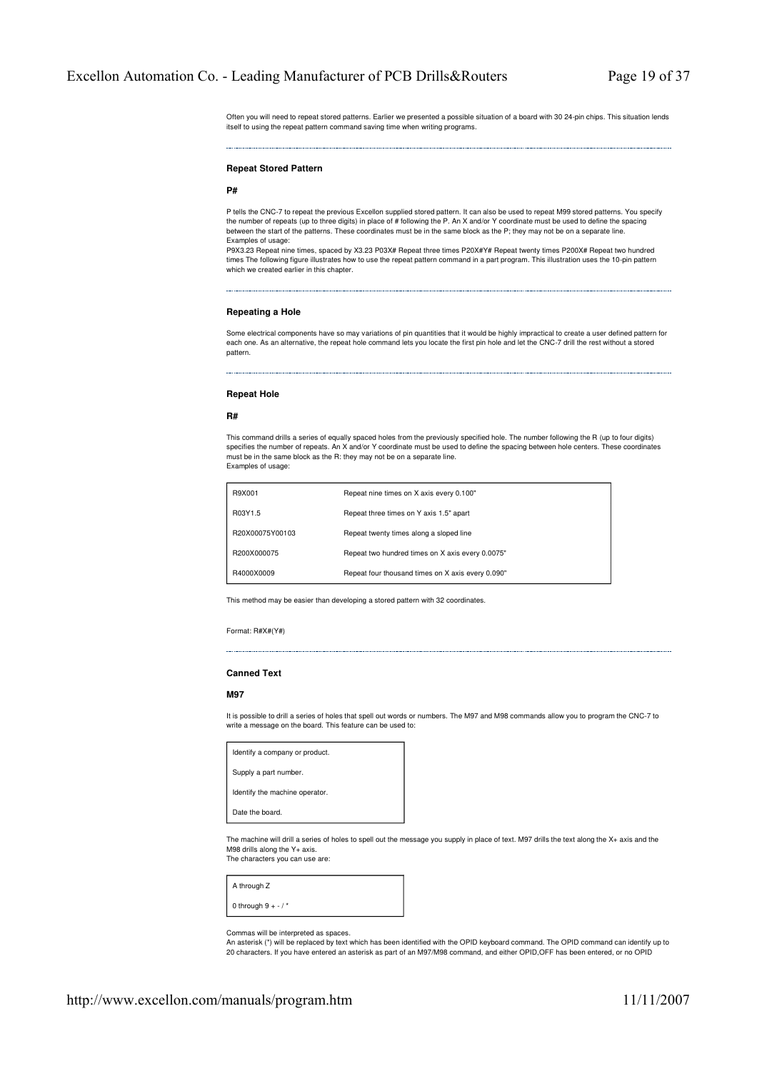Often you will need to repeat stored patterns. Earlier we presented a possible situation of a board with 30 24-pin chips. This situation lends itself to using the repeat pattern command saving time when writing programs.

---

### Repeat Stored Pattern

**P#**

P tells the CNC-7 to repeat the previous Excellon supplied stored pattern. It can also be used to repeat M99 stored patterns. You specify the number of repeats (up to three digits) in place of # following the P. An X and/or Y coordinate must be used to define the spacing between the start of the patterns. These coordinates must be in the same block as the P; they may not be on a separate line.
Examples of usage:
P9X3.23 Repeat nine times, spaced by X3.23 P03X# Repeat three times P20X#Y# Repeat twenty times P200X# Repeat two hundred times The following figure illustrates how to use the repeat pattern command in a part program. This illustration uses the 10-pin pattern which we created earlier in this chapter.

---

### Repeating a Hole

Some electrical components have so may variations of pin quantities that it would be highly impractical to create a user defined pattern for each one. As an alternative, the repeat hole command lets you locate the first pin hole and let the CNC-7 drill the rest without a stored pattern.

---

### Repeat Hole

**R#**

This command drills a series of equally spaced holes from the previously specified hole. The number following the R (up to four digits) specifies the number of repeats. An X and/or Y coordinate must be used to define the spacing between hole centers. These coordinates must be in the same block as the R: they may not be on a separate line.
Examples of usage:

| | |
|---|---|
| R9X001 | Repeat nine times on X axis every 0.100" |
| R03Y1.5 | Repeat three times on Y axis 1.5" apart |
| R20X00075Y00103 | Repeat twenty times along a sloped line |
| R200X000075 | Repeat two hundred times on X axis every 0.0075" |
| R4000X0009 | Repeat four thousand times on X axis every 0.090" |

This method may be easier than developing a stored pattern with 32 coordinates.

Format: R#X#(Y#)

---

### Canned Text

**M97**

It is possible to drill a series of holes that spell out words or numbers. The M97 and M98 commands allow you to program the CNC-7 to write a message on the board. This feature can be used to:

| |
|---|
| Identify a company or product. |
| Supply a part number. |
| Identify the machine operator. |
| Date the board. |

The machine will drill a series of holes to spell out the message you supply in place of text. M97 drills the text along the X+ axis and the M98 drills along the Y+ axis.
The characters you can use are:

| |
|---|
| A through Z |
| 0 through 9 + - / * |

Commas will be interpreted as spaces.
An asterisk (*) will be replaced by text which has been identified with the OPID keyboard command. The OPID command can identify up to 20 characters. If you have entered an asterisk as part of an M97/M98 command, and either OPID,OFF has been entered, or no OPID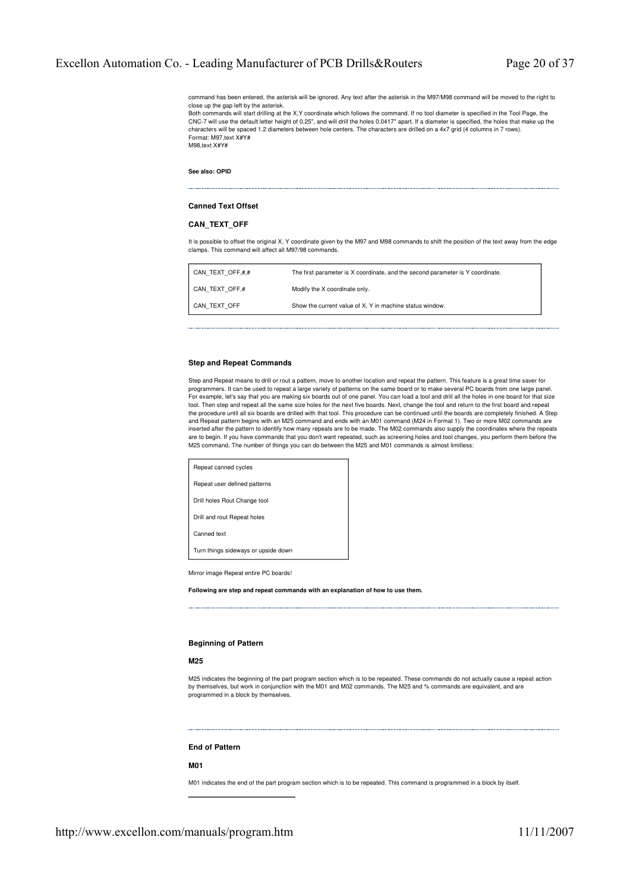command has been entered, the asterisk will be ignored. Any text after the asterisk in the M97/M98 command will be moved to the right to close up the gap left by the asterisk.
Both commands will start drilling at the X,Y coordinate which follows the command. If no tool diameter is specified in the Tool Page, the CNC-7 will use the default letter height of 0.25", and will drill the holes 0.0417" apart. If a diameter is specified, the holes that make up the characters will be spaced 1.2 diameters between hole centers. The characters are drilled on a 4x7 grid (4 columns in 7 rows).
Format: M97,text X#Y#
M98,text X#Y#

**See also: OPID**

---

### Canned Text Offset

### CAN_TEXT_OFF

It is possible to offset the original X, Y coordinate given by the M97 and M98 commands to shift the position of the text away from the edge clamps. This command will affect all M97/98 commands.

| | |
|---|---|
| CAN_TEXT_OFF,#,# | The first parameter is X coordinate, and the second parameter is Y coordinate. |
| CAN_TEXT_OFF,# | Modify the X coordinate only. |
| CAN_TEXT_OFF | Show the current value of X, Y in machine status window. |

---

### Step and Repeat Commands

Step and Repeat means to drill or rout a pattern, move to another location and repeat the pattern. This feature is a great time saver for programmers. It can be used to repeat a large variety of patterns on the same board or to make several PC boards from one large panel. For example, let's say that you are making six boards out of one panel. You can load a tool and drill all the holes in one board for that size tool. Then step and repeat all the same size holes for the next five boards. Next, change the tool and return to the first board and repeat the procedure until all six boards are drilled with that tool. This procedure can be continued until the boards are completely finished. A Step and Repeat pattern begins with an M25 command and ends with an M01 command (M24 in Format 1). Two or more M02 commands are inserted after the pattern to identify how many repeats are to be made. The M02 commands also supply the coordinates where the repeats are to begin. If you have commands that you don't want repeated, such as screening holes and tool changes, you perform them before the M25 command. The number of things you can do between the M25 and M01 commands is almost limitless:

| |
|---|
| Repeat canned cycles |
| Repeat user defined patterns |
| Drill holes Rout Change tool |
| Drill and rout Repeat holes |
| Canned text |
| Turn things sideways or upside down |

Mirror image Repeat entire PC boards!

**Following are step and repeat commands with an explanation of how to use them.**

---

### Beginning of Pattern

### M25

M25 indicates the beginning of the part program section which is to be repeated. These commands do not actually cause a repeat action by themselves, but work in conjunction with the M01 and M02 commands. The M25 and % commands are equivalent, and are programmed in a block by themselves.

---

### End of Pattern

### M01

M01 indicates the end of the part program section which is to be repeated. This command is programmed in a block by itself.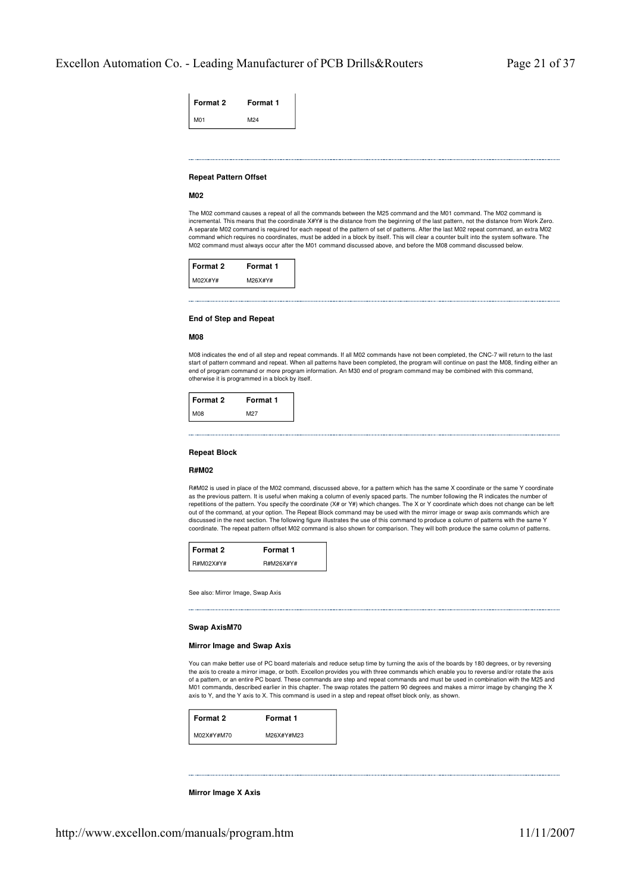| Format 2 | Format 1 |
| --- | --- |
| M01 | M24 |

---

**Repeat Pattern Offset**

**M02**

The M02 command causes a repeat of all the commands between the M25 command and the M01 command. The M02 command is incremental. This means that the coordinate X#Y# is the distance from the beginning of the last pattern, not the distance from Work Zero. A separate M02 command is required for each repeat of the pattern of set of patterns. After the last M02 repeat command, an extra M02 command which requires no coordinates, must be added in a block by itself. This will clear a counter built into the system software. The M02 command must always occur after the M01 command discussed above, and before the M08 command discussed below.

| Format 2 | Format 1 |
| --- | --- |
| M02X#Y# | M26X#Y# |

---

**End of Step and Repeat**

**M08**

M08 indicates the end of all step and repeat commands. If all M02 commands have not been completed, the CNC-7 will return to the last start of pattern command and repeat. When all patterns have been completed, the program will continue on past the M08, finding either an end of program command or more program information. An M30 end of program command may be combined with this command, otherwise it is programmed in a block by itself.

| Format 2 | Format 1 |
| --- | --- |
| M08 | M27 |

---

**Repeat Block**

**R#M02**

R#M02 is used in place of the M02 command, discussed above, for a pattern which has the same X coordinate or the same Y coordinate as the previous pattern. It is useful when making a column of evenly spaced parts. The number following the R indicates the number of repetitions of the pattern. You specify the coordinate (X# or Y#) which changes. The X or Y coordinate which does not change can be left out of the command, at your option. The Repeat Block command may be used with the mirror image or swap axis commands which are discussed in the next section. The following figure illustrates the use of this command to produce a column of patterns with the same Y coordinate. The repeat pattern offset M02 command is also shown for comparison. They will both produce the same column of patterns.

| Format 2 | Format 1 |
| --- | --- |
| R#M02X#Y# | R#M26X#Y# |

See also: Mirror Image, Swap Axis

---

**Swap AxisM70**

**Mirror Image and Swap Axis**

You can make better use of PC board materials and reduce setup time by turning the axis of the boards by 180 degrees, or by reversing the axis to create a mirror image, or both. Excellon provides you with three commands which enable you to reverse and/or rotate the axis of a pattern, or an entire PC board. These commands are step and repeat commands and must be used in combination with the M25 and M01 commands, described earlier in this chapter. The swap rotates the pattern 90 degrees and makes a mirror image by changing the X axis to Y, and the Y axis to X. This command is used in a step and repeat offset block only, as shown.

| Format 2 | Format 1 |
| --- | --- |
| M02X#Y#M70 | M26X#Y#M23 |

---

**Mirror Image X Axis**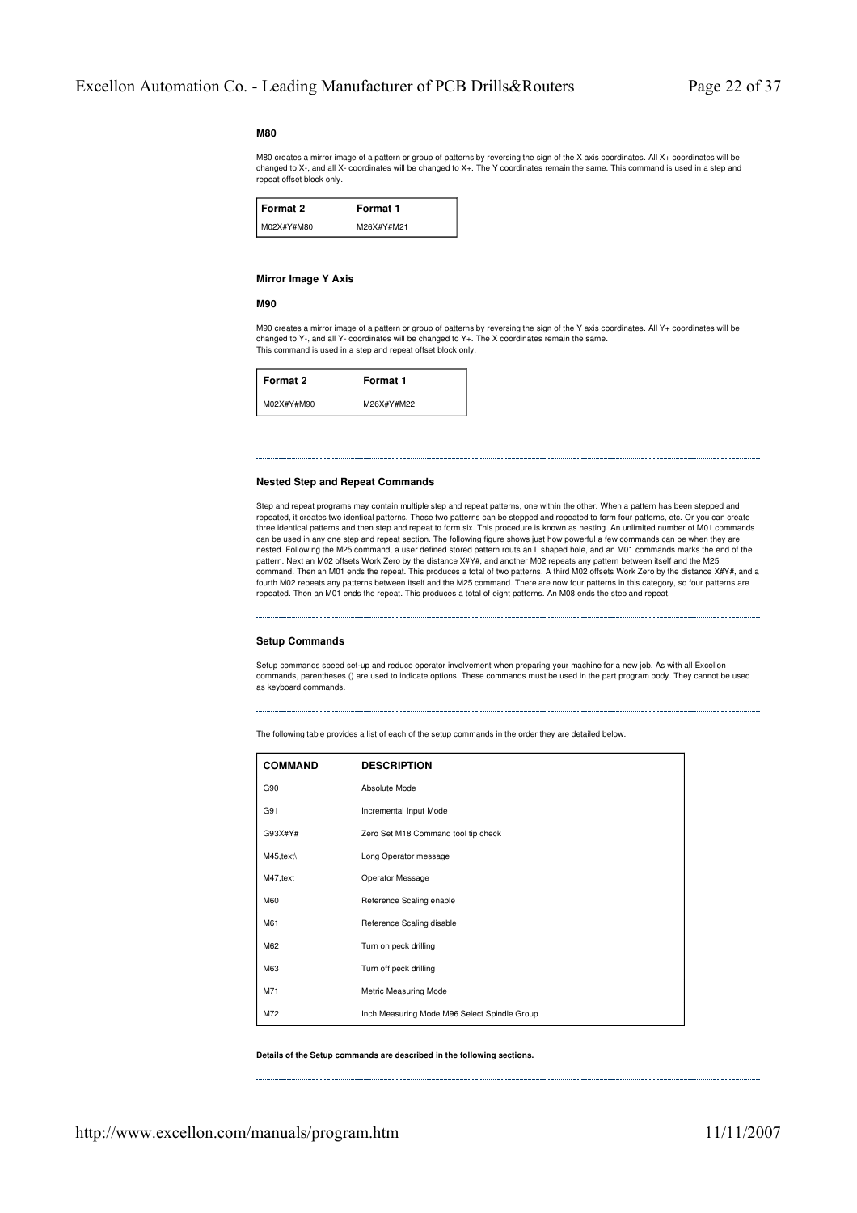**M80**

M80 creates a mirror image of a pattern or group of patterns by reversing the sign of the X axis coordinates. All X+ coordinates will be changed to X-, and all X- coordinates will be changed to X+. The Y coordinates remain the same. This command is used in a step and repeat offset block only.

| Format 2 | Format 1 |
|---|---|
| M02X#Y#M80 | M26X#Y#M21 |

---

**Mirror Image Y Axis**

**M90**

M90 creates a mirror image of a pattern or group of patterns by reversing the sign of the Y axis coordinates. All Y+ coordinates will be changed to Y-, and all Y- coordinates will be changed to Y+. The X coordinates remain the same.
This command is used in a step and repeat offset block only.

| Format 2 | Format 1 |
|---|---|
| M02X#Y#M90 | M26X#Y#M22 |

---

**Nested Step and Repeat Commands**

Step and repeat programs may contain multiple step and repeat patterns, one within the other. When a pattern has been stepped and repeated, it creates two identical patterns. These two patterns can be stepped and repeated to form four patterns, etc. Or you can create three identical patterns and then step and repeat to form six. This procedure is known as nesting. An unlimited number of M01 commands can be used in any one step and repeat section. The following figure shows just how powerful a few commands can be when they are nested. Following the M25 command, a user defined stored pattern routs an L shaped hole, and an M01 commands marks the end of the pattern. Next an M02 offsets Work Zero by the distance X#Y#, and another M02 repeats any pattern between itself and the M25 command. Then an M01 ends the repeat. This produces a total of two patterns. A third M02 offsets Work Zero by the distance X#Y#, and a fourth M02 repeats any patterns between itself and the M25 command. There are now four patterns in this category, so four patterns are repeated. Then an M01 ends the repeat. This produces a total of eight patterns. An M08 ends the step and repeat.

---

**Setup Commands**

Setup commands speed set-up and reduce operator involvement when preparing your machine for a new job. As with all Excellon commands, parentheses () are used to indicate options. These commands must be used in the part program body. They cannot be used as keyboard commands.

---

The following table provides a list of each of the setup commands in the order they are detailed below.

| COMMAND | DESCRIPTION |
|---|---|
| G90 | Absolute Mode |
| G91 | Incremental Input Mode |
| G93X#Y# | Zero Set M18 Command tool tip check |
| M45,text\ | Long Operator message |
| M47,text | Operator Message |
| M60 | Reference Scaling enable |
| M61 | Reference Scaling disable |
| M62 | Turn on peck drilling |
| M63 | Turn off peck drilling |
| M71 | Metric Measuring Mode |
| M72 | Inch Measuring Mode M96 Select Spindle Group |

**Details of the Setup commands are described in the following sections.**

---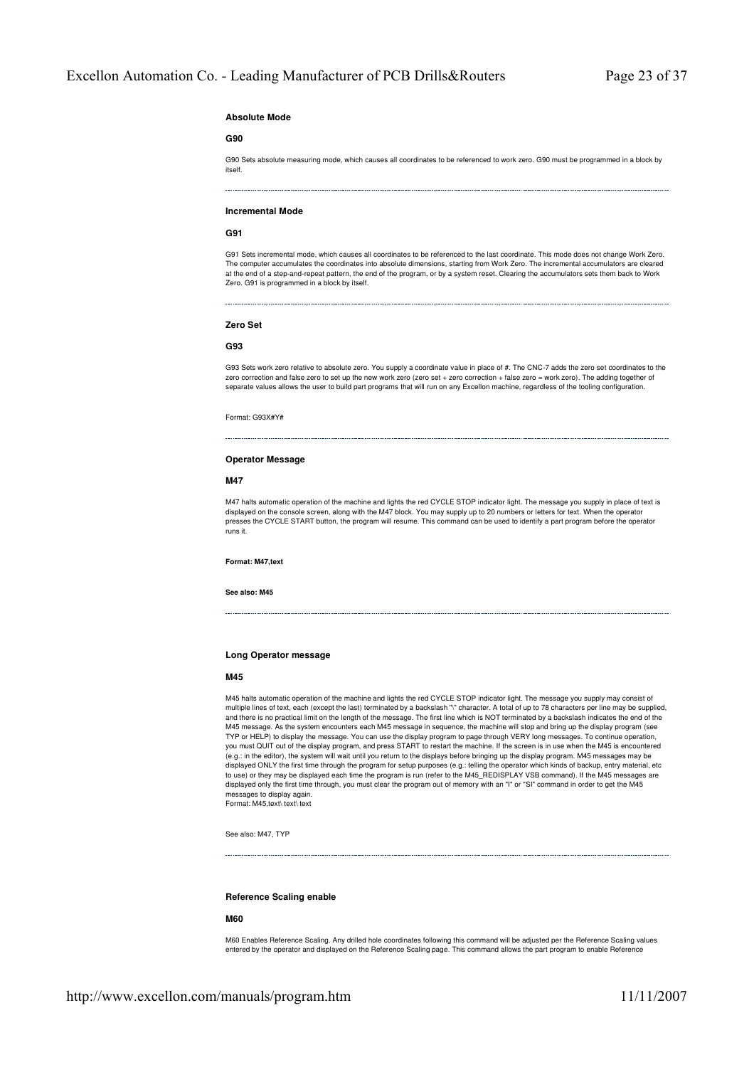### Absolute Mode

**G90**

G90 Sets absolute measuring mode, which causes all coordinates to be referenced to work zero. G90 must be programmed in a block by itself.

---

### Incremental Mode

**G91**

G91 Sets incremental mode, which causes all coordinates to be referenced to the last coordinate. This mode does not change Work Zero. The computer accumulates the coordinates into absolute dimensions, starting from Work Zero. The incremental accumulators are cleared at the end of a step-and-repeat pattern, the end of the program, or by a system reset. Clearing the accumulators sets them back to Work Zero. G91 is programmed in a block by itself.

---

### Zero Set

**G93**

G93 Sets work zero relative to absolute zero. You supply a coordinate value in place of #. The CNC-7 adds the zero set coordinates to the zero correction and false zero to set up the new work zero (zero set + zero correction + false zero = work zero). The adding together of separate values allows the user to build part programs that will run on any Excellon machine, regardless of the tooling configuration.

Format: G93X#Y#

---

### Operator Message

**M47**

M47 halts automatic operation of the machine and lights the red CYCLE STOP indicator light. The message you supply in place of text is displayed on the console screen, along with the M47 block. You may supply up to 20 numbers or letters for text. When the operator presses the CYCLE START button, the program will resume. This command can be used to identify a part program before the operator runs it.

**Format: M47,text**

**See also: M45**

---

### Long Operator message

**M45**

M45 halts automatic operation of the machine and lights the red CYCLE STOP indicator light. The message you supply may consist of multiple lines of text, each (except the last) terminated by a backslash "\" character. A total of up to 78 characters per line may be supplied, and there is no practical limit on the length of the message. The first line which is NOT terminated by a backslash indicates the end of the M45 message. As the system encounters each M45 message in sequence, the machine will stop and bring up the display program (see TYP or HELP) to display the message. You can use the display program to page through VERY long messages. To continue operation, you must QUIT out of the display program, and press START to restart the machine. If the screen is in use when the M45 is encountered (e.g.: in the editor), the system will wait until you return to the displays before bringing up the display program. M45 messages may be displayed ONLY the first time through the program for setup purposes (e.g.: telling the operator which kinds of backup, entry material, etc to use) or they may be displayed each time the program is run (refer to the M45_REDISPLAY VSB command). If the M45 messages are displayed only the first time through, you must clear the program out of memory with an "I" or "SI" command in order to get the M45 messages to display again.
Format: M45,text\ text\ text

See also: M47, TYP

---

### Reference Scaling enable

**M60**

M60 Enables Reference Scaling. Any drilled hole coordinates following this command will be adjusted per the Reference Scaling values entered by the operator and displayed on the Reference Scaling page. This command allows the part program to enable Reference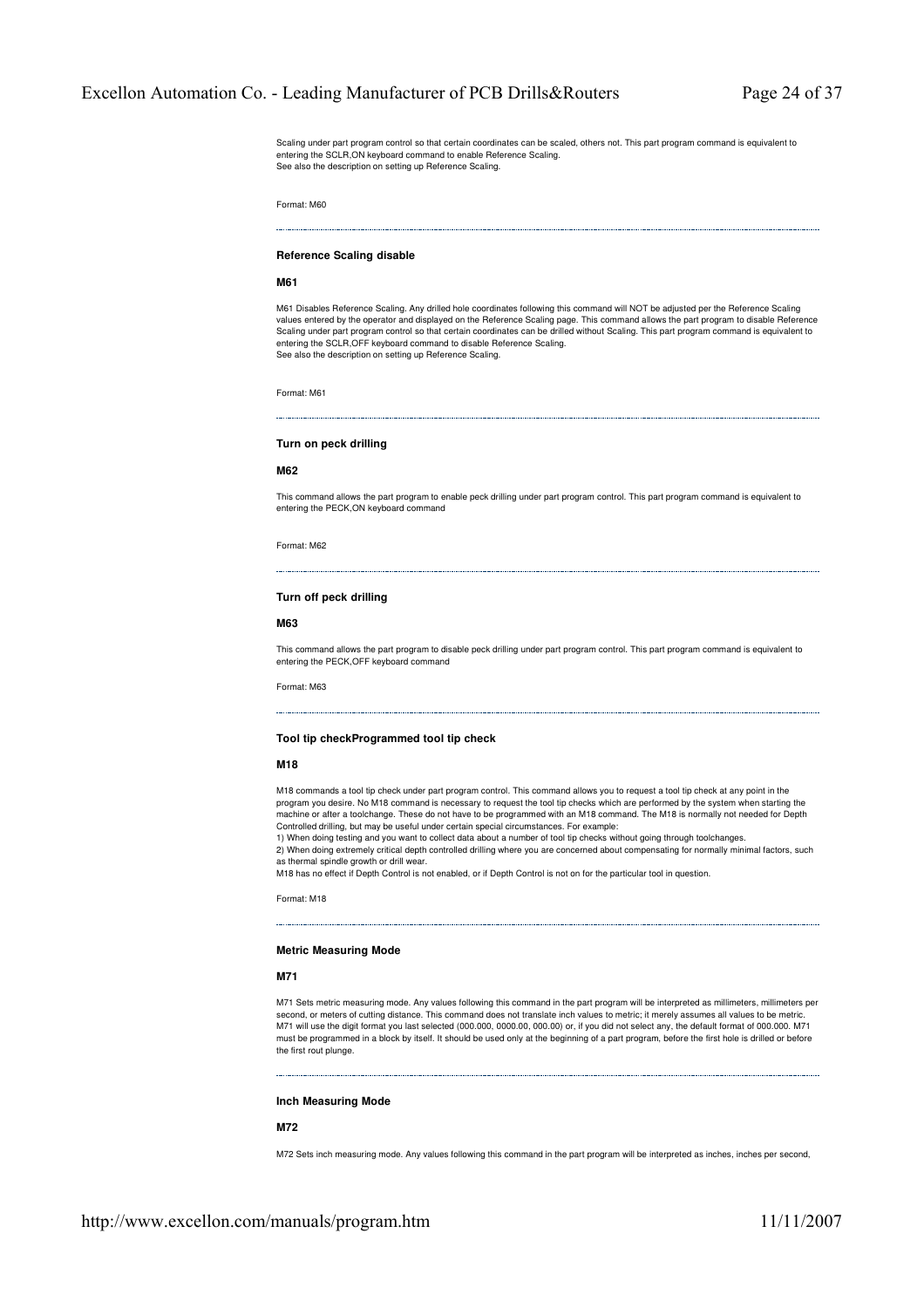Scaling under part program control so that certain coordinates can be scaled, others not. This part program command is equivalent to entering the SCLR,ON keyboard command to enable Reference Scaling.
See also the description on setting up Reference Scaling.

Format: M60

---

**Reference Scaling disable**

**M61**

M61 Disables Reference Scaling. Any drilled hole coordinates following this command will NOT be adjusted per the Reference Scaling values entered by the operator and displayed on the Reference Scaling page. This command allows the part program to disable Reference Scaling under part program control so that certain coordinates can be drilled without Scaling. This part program command is equivalent to entering the SCLR,OFF keyboard command to disable Reference Scaling.
See also the description on setting up Reference Scaling.

Format: M61

---

**Turn on peck drilling**

**M62**

This command allows the part program to enable peck drilling under part program control. This part program command is equivalent to entering the PECK,ON keyboard command

Format: M62

---

**Turn off peck drilling**

**M63**

This command allows the part program to disable peck drilling under part program control. This part program command is equivalent to entering the PECK,OFF keyboard command

Format: M63

---

**Tool tip checkProgrammed tool tip check**

**M18**

M18 commands a tool tip check under part program control. This command allows you to request a tool tip check at any point in the program you desire. No M18 command is necessary to request the tool tip checks which are performed by the system when starting the machine or after a toolchange. These do not have to be programmed with an M18 command. The M18 is normally not needed for Depth Controlled drilling, but may be useful under certain special circumstances. For example:
1) When doing testing and you want to collect data about a number of tool tip checks without going through toolchanges.
2) When doing extremely critical depth controlled drilling where you are concerned about compensating for normally minimal factors, such as thermal spindle growth or drill wear.
M18 has no effect if Depth Control is not enabled, or if Depth Control is not on for the particular tool in question.

Format: M18

---

**Metric Measuring Mode**

**M71**

M71 Sets metric measuring mode. Any values following this command in the part program will be interpreted as millimeters, millimeters per second, or meters of cutting distance. This command does not translate inch values to metric; it merely assumes all values to be metric. M71 will use the digit format you last selected (000.000, 0000.00, 000.00) or, if you did not select any, the default format of 000.000. M71 must be programmed in a block by itself. It should be used only at the beginning of a part program, before the first hole is drilled or before the first rout plunge.

---

**Inch Measuring Mode**

**M72**

M72 Sets inch measuring mode. Any values following this command in the part program will be interpreted as inches, inches per second,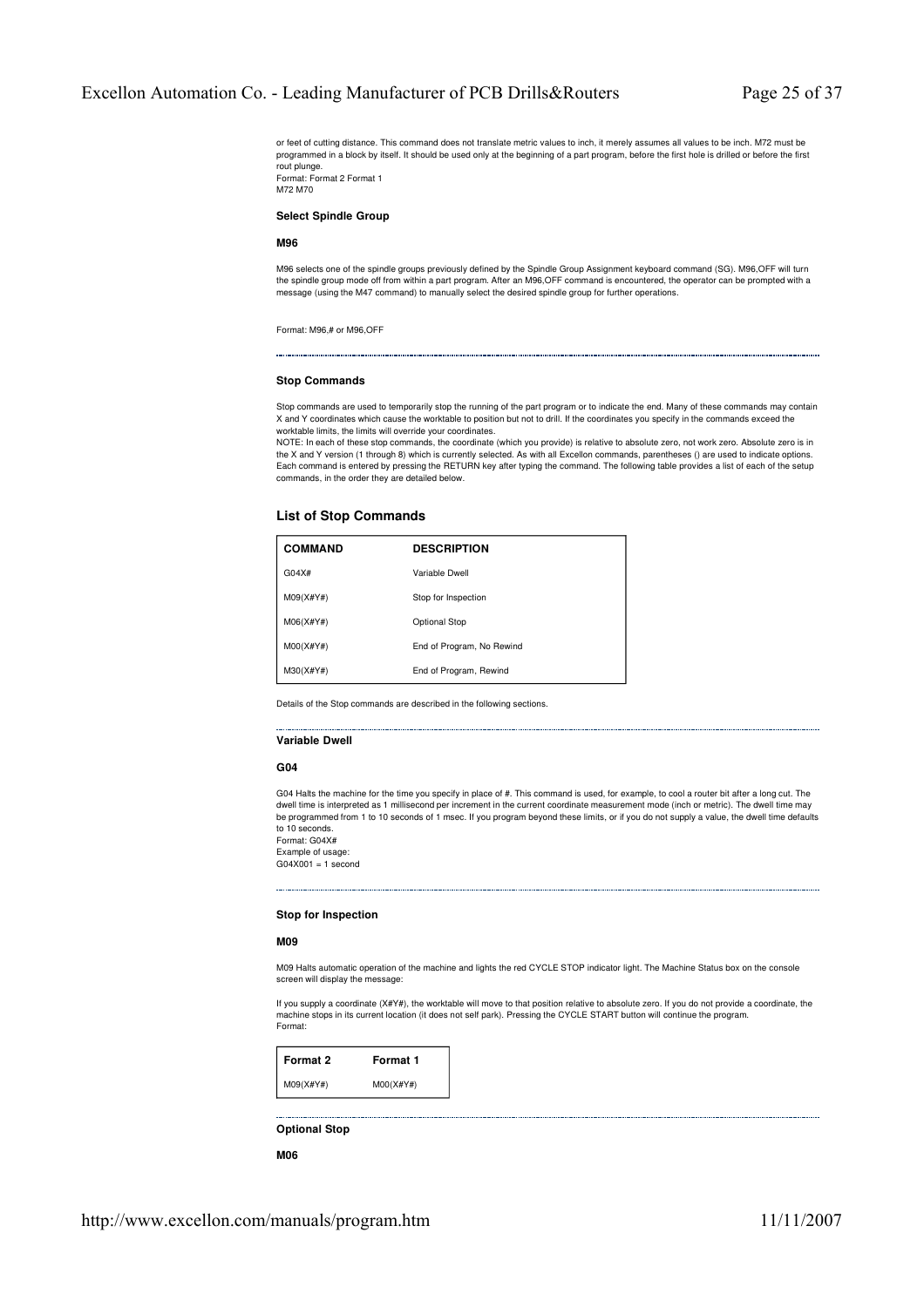or feet of cutting distance. This command does not translate metric values to inch, it merely assumes all values to be inch. M72 must be programmed in a block by itself. It should be used only at the beginning of a part program, before the first hole is drilled or before the first rout plunge.
Format: Format 2 Format 1
M72 M70

**Select Spindle Group**

**M96**

M96 selects one of the spindle groups previously defined by the Spindle Group Assignment keyboard command (SG). M96,OFF will turn the spindle group mode off from within a part program. After an M96,OFF command is encountered, the operator can be prompted with a message (using the M47 command) to manually select the desired spindle group for further operations.

Format: M96,# or M96,OFF

---

**Stop Commands**

Stop commands are used to temporarily stop the running of the part program or to indicate the end. Many of these commands may contain X and Y coordinates which cause the worktable to position but not to drill. If the coordinates you specify in the commands exceed the worktable limits, the limits will override your coordinates.
NOTE: In each of these stop commands, the coordinate (which you provide) is relative to absolute zero, not work zero. Absolute zero is in the X and Y version (1 through 8) which is currently selected. As with all Excellon commands, parentheses () are used to indicate options. Each command is entered by pressing the RETURN key after typing the command. The following table provides a list of each of the setup commands, in the order they are detailed below.

## List of Stop Commands

| COMMAND | DESCRIPTION |
|---|---|
| G04X# | Variable Dwell |
| M09(X#Y#) | Stop for Inspection |
| M06(X#Y#) | Optional Stop |
| M00(X#Y#) | End of Program, No Rewind |
| M30(X#Y#) | End of Program, Rewind |

Details of the Stop commands are described in the following sections.

---

**Variable Dwell**

**G04**

G04 Halts the machine for the time you specify in place of #. This command is used, for example, to cool a router bit after a long cut. The dwell time is interpreted as 1 millisecond per increment in the current coordinate measurement mode (inch or metric). The dwell time may be programmed from 1 to 10 seconds of 1 msec. If you program beyond these limits, or if you do not supply a value, the dwell time defaults to 10 seconds.
Format: G04X#
Example of usage:
G04X001 = 1 second

---

**Stop for Inspection**

**M09**

M09 Halts automatic operation of the machine and lights the red CYCLE STOP indicator light. The Machine Status box on the console screen will display the message:

If you supply a coordinate (X#Y#), the worktable will move to that position relative to absolute zero. If you do not provide a coordinate, the machine stops in its current location (it does not self park). Pressing the CYCLE START button will continue the program.
Format:

| Format 2 | Format 1 |
|---|---|
| M09(X#Y#) | M00(X#Y#) |

---

**Optional Stop**

**M06**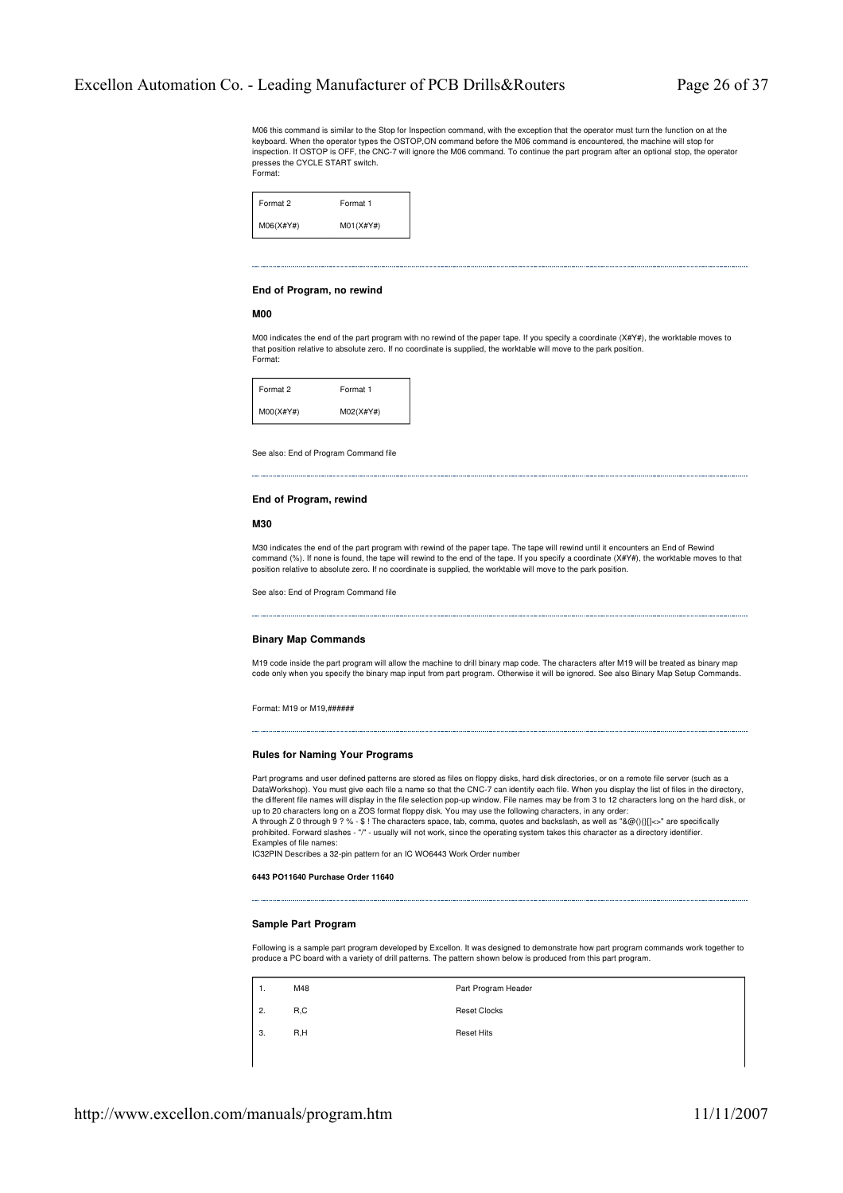M06 this command is similar to the Stop for Inspection command, with the exception that the operator must turn the function on at the keyboard. When the operator types the OSTOP,ON command before the M06 command is encountered, the machine will stop for inspection. If OSTOP is OFF, the CNC-7 will ignore the M06 command. To continue the part program after an optional stop, the operator presses the CYCLE START switch.
Format:

| Format 2 | Format 1 |
|---|---|
| M06(X#Y#) | M01(X#Y#) |

---

### End of Program, no rewind

**M00**

M00 indicates the end of the part program with no rewind of the paper tape. If you specify a coordinate (X#Y#), the worktable moves to that position relative to absolute zero. If no coordinate is supplied, the worktable will move to the park position.
Format:

| Format 2 | Format 1 |
|---|---|
| M00(X#Y#) | M02(X#Y#) |

See also: End of Program Command file

---

### End of Program, rewind

**M30**

M30 indicates the end of the part program with rewind of the paper tape. The tape will rewind until it encounters an End of Rewind command (%). If none is found, the tape will rewind to the end of the tape. If you specify a coordinate (X#Y#), the worktable moves to that position relative to absolute zero. If no coordinate is supplied, the worktable will move to the park position.

See also: End of Program Command file

---

### Binary Map Commands

M19 code inside the part program will allow the machine to drill binary map code. The characters after M19 will be treated as binary map code only when you specify the binary map input from part program. Otherwise it will be ignored. See also Binary Map Setup Commands.

Format: M19 or M19,######

---

### Rules for Naming Your Programs

Part programs and user defined patterns are stored as files on floppy disks, hard disk directories, or on a remote file server (such as a DataWorkshop). You must give each file a name so that the CNC-7 can identify each file. When you display the list of files in the directory, the different file names will display in the file selection pop-up window. File names may be from 3 to 12 characters long on the hard disk, or up to 20 characters long on a ZOS format floppy disk. You may use the following characters, in any order:
A through Z 0 through 9 ? % - $ ! The characters space, tab, comma, quotes and backslash, as well as "&@(){}[]<>" are specifically prohibited. Forward slashes - "/" - usually will not work, since the operating system takes this character as a directory identifier.
Examples of file names:
IC32PIN Describes a 32-pin pattern for an IC WO6443 Work Order number

**6443 PO11640 Purchase Order 11640**

---

### Sample Part Program

Following is a sample part program developed by Excellon. It was designed to demonstrate how part program commands work together to produce a PC board with a variety of drill patterns. The pattern shown below is produced from this part program.

| | | |
|---|---|---|
| 1. | M48 | Part Program Header |
| 2. | R,C | Reset Clocks |
| 3. | R,H | Reset Hits |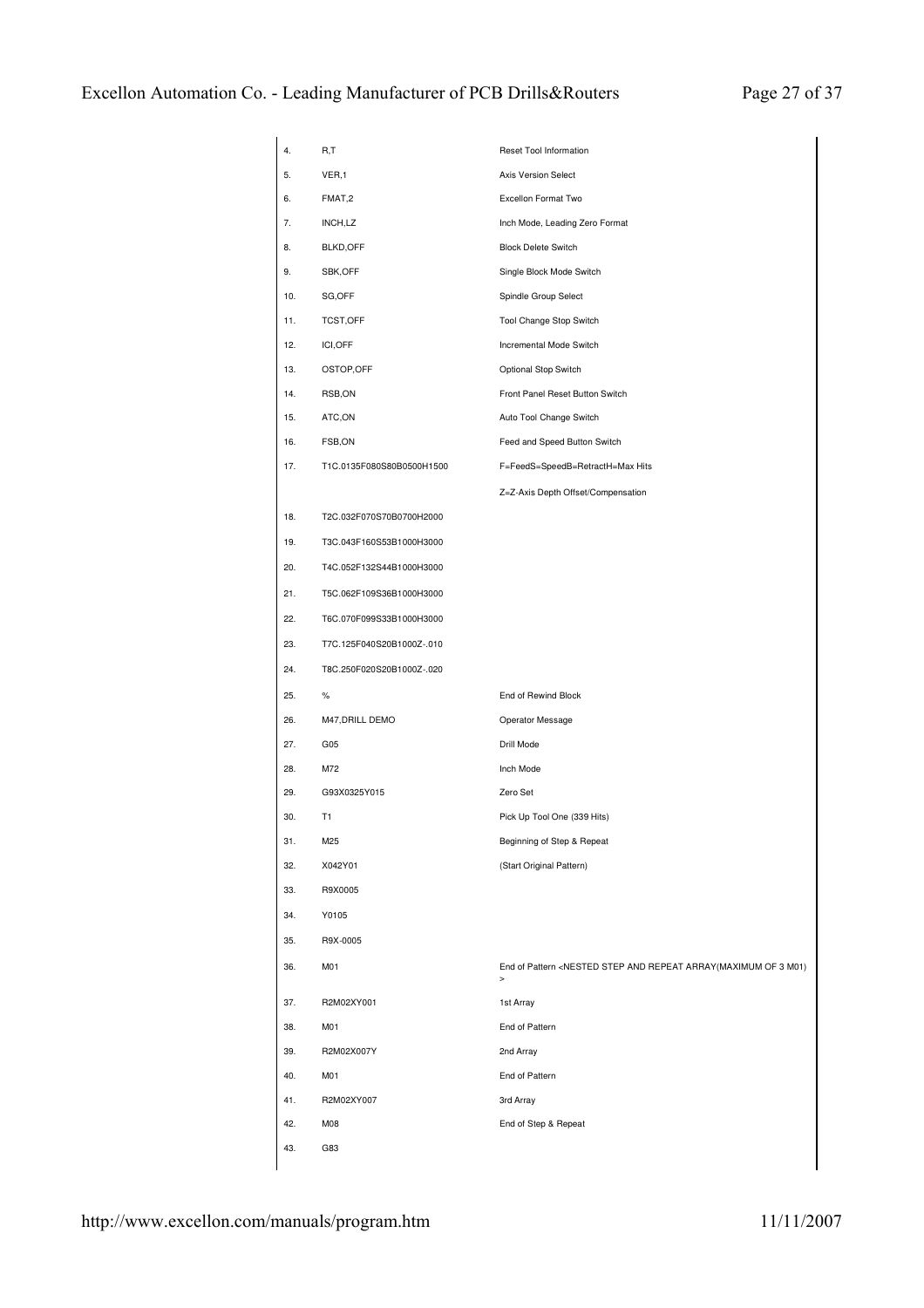| | | |
|---|---|---|
| 4. | R,T | Reset Tool Information |
| 5. | VER,1 | Axis Version Select |
| 6. | FMAT,2 | Excellon Format Two |
| 7. | INCH,LZ | Inch Mode, Leading Zero Format |
| 8. | BLKD,OFF | Block Delete Switch |
| 9. | SBK,OFF | Single Block Mode Switch |
| 10. | SG,OFF | Spindle Group Select |
| 11. | TCST,OFF | Tool Change Stop Switch |
| 12. | ICI,OFF | Incremental Mode Switch |
| 13. | OSTOP,OFF | Optional Stop Switch |
| 14. | RSB,ON | Front Panel Reset Button Switch |
| 15. | ATC,ON | Auto Tool Change Switch |
| 16. | FSB,ON | Feed and Speed Button Switch |
| 17. | T1C.0135F080S80B0500H1500 | F=FeedS=SpeedB=RetractH=Max Hits |
| | | Z=Z-Axis Depth Offset/Compensation |
| 18. | T2C.032F070S70B0700H2000 | |
| 19. | T3C.043F160S53B1000H3000 | |
| 20. | T4C.052F132S44B1000H3000 | |
| 21. | T5C.062F109S36B1000H3000 | |
| 22. | T6C.070F099S33B1000H3000 | |
| 23. | T7C.125F040S20B1000Z-.010 | |
| 24. | T8C.250F020S20B1000Z-.020 | |
| 25. | % | End of Rewind Block |
| 26. | M47,DRILL DEMO | Operator Message |
| 27. | G05 | Drill Mode |
| 28. | M72 | Inch Mode |
| 29. | G93X0325Y015 | Zero Set |
| 30. | T1 | Pick Up Tool One (339 Hits) |
| 31. | M25 | Beginning of Step & Repeat |
| 32. | X042Y01 | (Start Original Pattern) |
| 33. | R9X0005 | |
| 34. | Y0105 | |
| 35. | R9X-0005 | |
| 36. | M01 | End of Pattern <NESTED STEP AND REPEAT ARRAY(MAXIMUM OF 3 M01)> |
| 37. | R2M02XY001 | 1st Array |
| 38. | M01 | End of Pattern |
| 39. | R2M02X007Y | 2nd Array |
| 40. | M01 | End of Pattern |
| 41. | R2M02XY007 | 3rd Array |
| 42. | M08 | End of Step & Repeat |
| 43. | G83 | |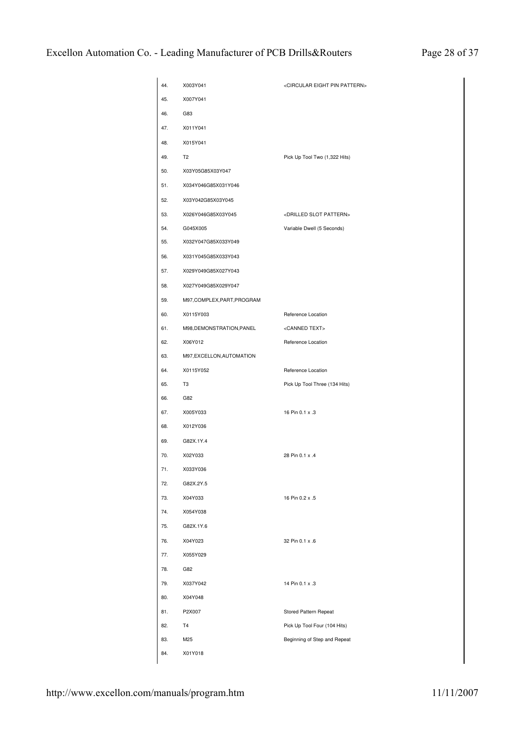| | | |
|---|---|---|
| 44. | X003Y041 | <CIRCULAR EIGHT PIN PATTERN> |
| 45. | X007Y041 | |
| 46. | G83 | |
| 47. | X011Y041 | |
| 48. | X015Y041 | |
| 49. | T2 | Pick Up Tool Two (1,322 Hits) |
| 50. | X03Y05G85X03Y047 | |
| 51. | X034Y046G85X031Y046 | |
| 52. | X03Y042G85X03Y045 | |
| 53. | X026Y046G85X03Y045 | <DRILLED SLOT PATTERN> |
| 54. | G045X005 | Variable Dwell (5 Seconds) |
| 55. | X032Y047G85X033Y049 | |
| 56. | X031Y045G85X033Y043 | |
| 57. | X029Y049G85X027Y043 | |
| 58. | X027Y049G85X029Y047 | |
| 59. | M97,COMPLEX,PART,PROGRAM | |
| 60. | X0115Y003 | Reference Location |
| 61. | M98,DEMONSTRATION,PANEL | <CANNED TEXT> |
| 62. | X06Y012 | Reference Location |
| 63. | M97,EXCELLON,AUTOMATION | |
| 64. | X0115Y052 | Reference Location |
| 65. | T3 | Pick Up Tool Three (134 Hits) |
| 66. | G82 | |
| 67. | X005Y033 | 16 Pin 0.1 x .3 |
| 68. | X012Y036 | |
| 69. | G82X.1Y.4 | |
| 70. | X02Y033 | 28 Pin 0.1 x .4 |
| 71. | X033Y036 | |
| 72. | G82X.2Y.5 | |
| 73. | X04Y033 | 16 Pin 0.2 x .5 |
| 74. | X054Y038 | |
| 75. | G82X.1Y.6 | |
| 76. | X04Y023 | 32 Pin 0.1 x .6 |
| 77. | X055Y029 | |
| 78. | G82 | |
| 79. | X037Y042 | 14 Pin 0.1 x .3 |
| 80. | X04Y048 | |
| 81. | P2X007 | Stored Pattern Repeat |
| 82. | T4 | Pick Up Tool Four (104 Hits) |
| 83. | M25 | Beginning of Step and Repeat |
| 84. | X01Y018 | |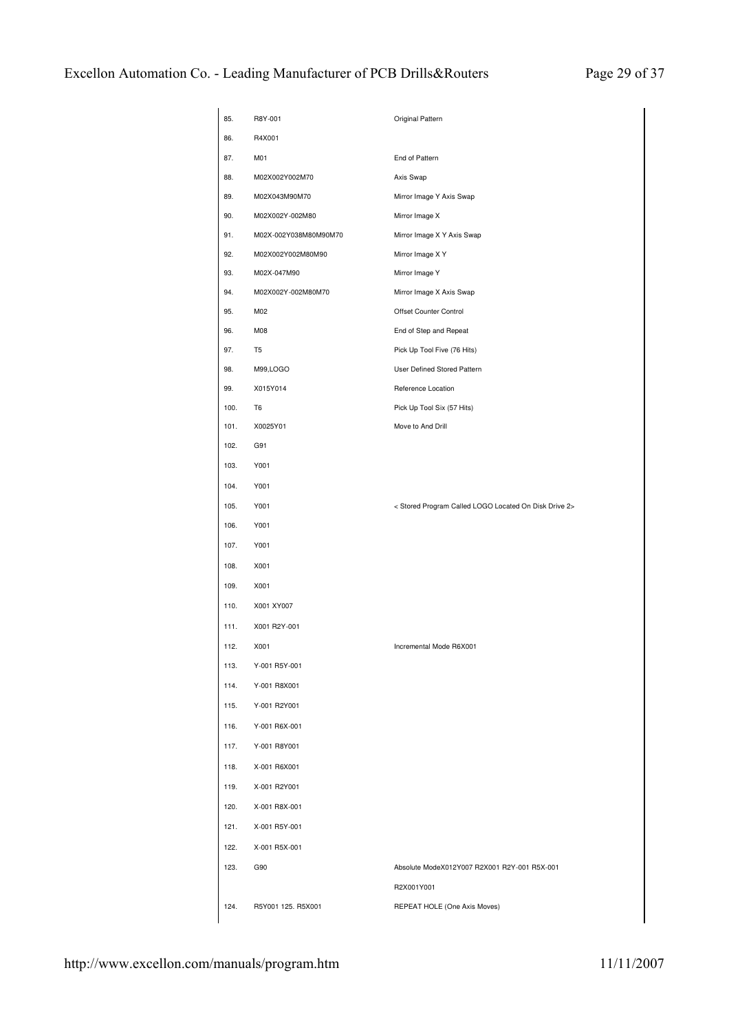| | | |
|---|---|---|
| 85. | R8Y-001 | Original Pattern |
| 86. | R4X001 | |
| 87. | M01 | End of Pattern |
| 88. | M02X002Y002M70 | Axis Swap |
| 89. | M02X043M90M70 | Mirror Image Y Axis Swap |
| 90. | M02X002Y-002M80 | Mirror Image X |
| 91. | M02X-002Y038M80M90M70 | Mirror Image X Y Axis Swap |
| 92. | M02X002Y002M80M90 | Mirror Image X Y |
| 93. | M02X-047M90 | Mirror Image Y |
| 94. | M02X002Y-002M80M70 | Mirror Image X Axis Swap |
| 95. | M02 | Offset Counter Control |
| 96. | M08 | End of Step and Repeat |
| 97. | T5 | Pick Up Tool Five (76 Hits) |
| 98. | M99,LOGO | User Defined Stored Pattern |
| 99. | X015Y014 | Reference Location |
| 100. | T6 | Pick Up Tool Six (57 Hits) |
| 101. | X0025Y01 | Move to And Drill |
| 102. | G91 | |
| 103. | Y001 | |
| 104. | Y001 | |
| 105. | Y001 | < Stored Program Called LOGO Located On Disk Drive 2> |
| 106. | Y001 | |
| 107. | Y001 | |
| 108. | X001 | |
| 109. | X001 | |
| 110. | X001 XY007 | |
| 111. | X001 R2Y-001 | |
| 112. | X001 | Incremental Mode R6X001 |
| 113. | Y-001 R5Y-001 | |
| 114. | Y-001 R8X001 | |
| 115. | Y-001 R2Y001 | |
| 116. | Y-001 R6X-001 | |
| 117. | Y-001 R8Y001 | |
| 118. | X-001 R6X001 | |
| 119. | X-001 R2Y001 | |
| 120. | X-001 R8X-001 | |
| 121. | X-001 R5Y-001 | |
| 122. | X-001 R5X-001 | |
| 123. | G90 | Absolute ModeX012Y007 R2X001 R2Y-001 R5X-001 R2X001Y001 |
| 124. | R5Y001 125. R5X001 | REPEAT HOLE (One Axis Moves) |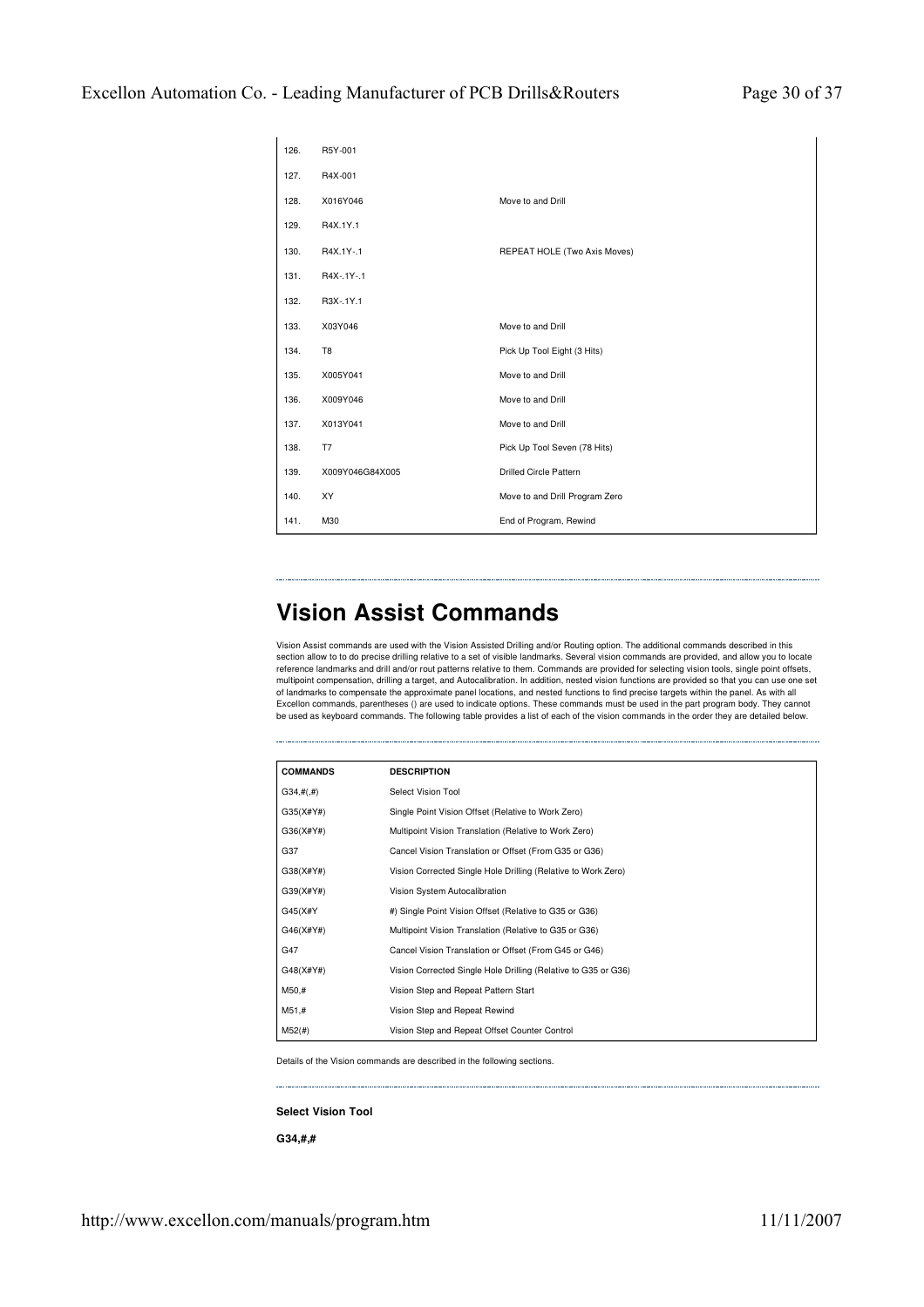| | | |
|---|---|---|
| 126. | R5Y-001 | |
| 127. | R4X-001 | |
| 128. | X016Y046 | Move to and Drill |
| 129. | R4X.1Y.1 | |
| 130. | R4X.1Y-.1 | REPEAT HOLE (Two Axis Moves) |
| 131. | R4X-.1Y-.1 | |
| 132. | R3X-.1Y.1 | |
| 133. | X03Y046 | Move to and Drill |
| 134. | T8 | Pick Up Tool Eight (3 Hits) |
| 135. | X005Y041 | Move to and Drill |
| 136. | X009Y046 | Move to and Drill |
| 137. | X013Y041 | Move to and Drill |
| 138. | T7 | Pick Up Tool Seven (78 Hits) |
| 139. | X009Y046G84X005 | Drilled Circle Pattern |
| 140. | XY | Move to and Drill Program Zero |
| 141. | M30 | End of Program, Rewind |

# Vision Assist Commands

Vision Assist commands are used with the Vision Assisted Drilling and/or Routing option. The additional commands described in this section allow to to do precise drilling relative to a set of visible landmarks. Several vision commands are provided, and allow you to locate reference landmarks and drill and/or rout patterns relative to them. Commands are provided for selecting vision tools, single point offsets, multipoint compensation, drilling a target, and Autocalibration. In addition, nested vision functions are provided so that you can use one set of landmarks to compensate the approximate panel locations, and nested functions to find precise targets within the panel. As with all Excellon commands, parentheses () are used to indicate options. These commands must be used in the part program body. They cannot be used as keyboard commands. The following table provides a list of each of the vision commands in the order they are detailed below.

| COMMANDS | DESCRIPTION |
|---|---|
| G34,#(,#) | Select Vision Tool |
| G35(X#Y#) | Single Point Vision Offset (Relative to Work Zero) |
| G36(X#Y#) | Multipoint Vision Translation (Relative to Work Zero) |
| G37 | Cancel Vision Translation or Offset (From G35 or G36) |
| G38(X#Y#) | Vision Corrected Single Hole Drilling (Relative to Work Zero) |
| G39(X#Y#) | Vision System Autocalibration |
| G45(X#Y | #) Single Point Vision Offset (Relative to G35 or G36) |
| G46(X#Y#) | Multipoint Vision Translation (Relative to G35 or G36) |
| G47 | Cancel Vision Translation or Offset (From G45 or G46) |
| G48(X#Y#) | Vision Corrected Single Hole Drilling (Relative to G35 or G36) |
| M50,# | Vision Step and Repeat Pattern Start |
| M51,# | Vision Step and Repeat Rewind |
| M52(#) | Vision Step and Repeat Offset Counter Control |

Details of the Vision commands are described in the following sections.

**Select Vision Tool**

**G34,#,#**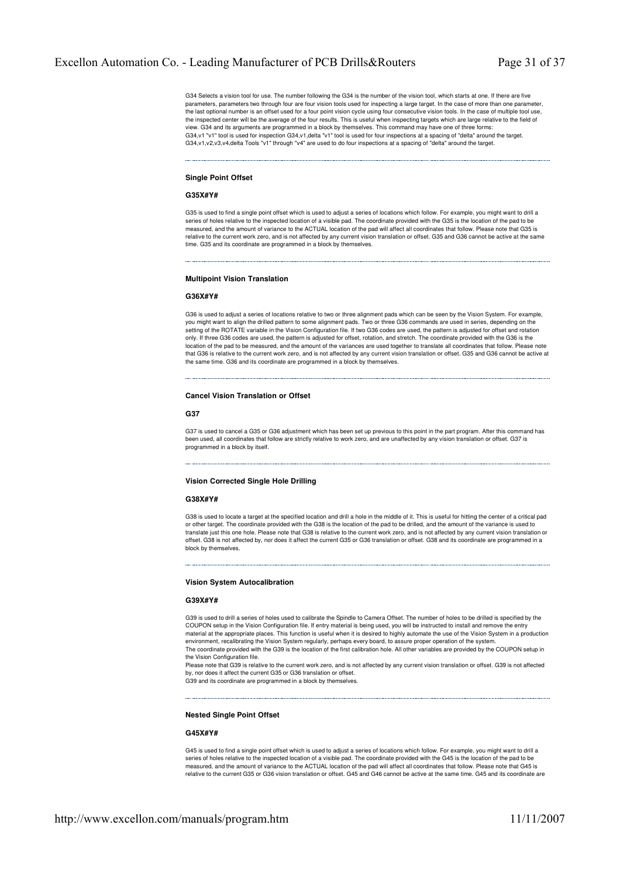G34 Selects a vision tool for use. The number following the G34 is the number of the vision tool, which starts at one. If there are five parameters, parameters two through four are four vision tools used for inspecting a large target. In the case of more than one parameter, the last optional number is an offset used for a four point vision cycle using four consecutive vision tools. In the case of multiple tool use, the inspected center will be the average of the four results. This is useful when inspecting targets which are large relative to the field of view. G34 and its arguments are programmed in a block by themselves. This command may have one of three forms:
G34,v1 "v1" tool is used for inspection G34,v1,delta "v1" tool is used for four inspections at a spacing of "delta" around the target.
G34,v1,v2,v3,v4,delta Tools "v1" through "v4" are used to do four inspections at a spacing of "delta" around the target.

---

**Single Point Offset**

**G35X#Y#**

G35 is used to find a single point offset which is used to adjust a series of locations which follow. For example, you might want to drill a series of holes relative to the inspected location of a visible pad. The coordinate provided with the G35 is the location of the pad to be measured, and the amount of variance to the ACTUAL location of the pad will affect all coordinates that follow. Please note that G35 is relative to the current work zero, and is not affected by any current vision translation or offset. G35 and G36 cannot be active at the same time. G35 and its coordinate are programmed in a block by themselves.

---

**Multipoint Vision Translation**

**G36X#Y#**

G36 is used to adjust a series of locations relative to two or three alignment pads which can be seen by the Vision System. For example, you might want to align the drilled pattern to some alignment pads. Two or three G36 commands are used in series, depending on the setting of the ROTATE variable in the Vision Configuration file. If two G36 codes are used, the pattern is adjusted for offset and rotation only. If three G36 codes are used, the pattern is adjusted for offset, rotation, and stretch. The coordinate provided with the G36 is the location of the pad to be measured, and the amount of the variances are used together to translate all coordinates that follow. Please note that G36 is relative to the current work zero, and is not affected by any current vision translation or offset. G35 and G36 cannot be active at the same time. G36 and its coordinate are programmed in a block by themselves.

---

**Cancel Vision Translation or Offset**

**G37**

G37 is used to cancel a G35 or G36 adjustment which has been set up previous to this point in the part program. After this command has been used, all coordinates that follow are strictly relative to work zero, and are unaffected by any vision translation or offset. G37 is programmed in a block by itself.

---

**Vision Corrected Single Hole Drilling**

**G38X#Y#**

G38 is used to locate a target at the specified location and drill a hole in the middle of it. This is useful for hitting the center of a critical pad or other target. The coordinate provided with the G38 is the location of the pad to be drilled, and the amount of the variance is used to translate just this one hole. Please note that G38 is relative to the current work zero, and is not affected by any current vision translation or offset. G38 is not affected by, nor does it affect the current G35 or G36 translation or offset. G38 and its coordinate are programmed in a block by themselves.

---

**Vision System Autocalibration**

**G39X#Y#**

G39 is used to drill a series of holes used to calibrate the Spindle to Camera Offset. The number of holes to be drilled is specified by the COUPON setup in the Vision Configuration file. If entry material is being used, you will be instructed to install and remove the entry material at the appropriate places. This function is useful when it is desired to highly automate the use of the Vision System in a production environment, recalibrating the Vision System regularly, perhaps every board, to assure proper operation of the system.
The coordinate provided with the G39 is the location of the first calibration hole. All other variables are provided by the COUPON setup in the Vision Configuration file.
Please note that G39 is relative to the current work zero, and is not affected by any current vision translation or offset. G39 is not affected by, nor does it affect the current G35 or G36 translation or offset.
G39 and its coordinate are programmed in a block by themselves.

---

**Nested Single Point Offset**

**G45X#Y#**

G45 is used to find a single point offset which is used to adjust a series of locations which follow. For example, you might want to drill a series of holes relative to the inspected location of a visible pad. The coordinate provided with the G45 is the location of the pad to be measured, and the amount of variance to the ACTUAL location of the pad will affect all coordinates that follow. Please note that G45 is relative to the current G35 or G36 vision translation or offset. G45 and G46 cannot be active at the same time. G45 and its coordinate are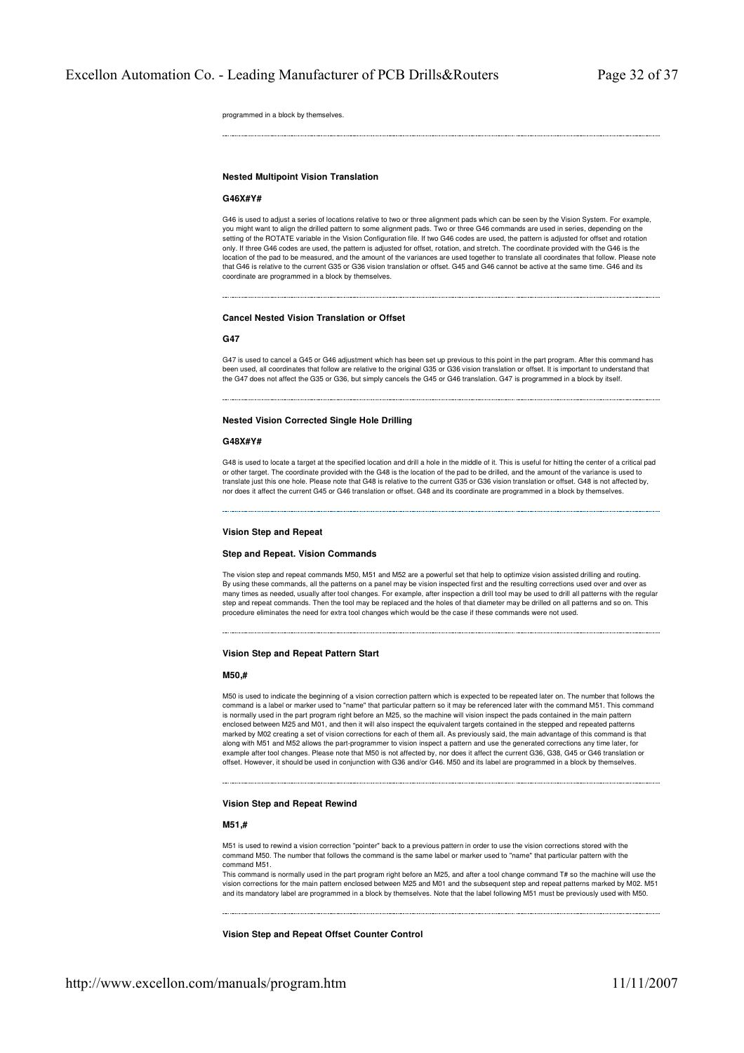programmed in a block by themselves.

---

**Nested Multipoint Vision Translation**

**G46X#Y#**

G46 is used to adjust a series of locations relative to two or three alignment pads which can be seen by the Vision System. For example, you might want to align the drilled pattern to some alignment pads. Two or three G46 commands are used in series, depending on the setting of the ROTATE variable in the Vision Configuration file. If two G46 codes are used, the pattern is adjusted for offset and rotation only. If three G46 codes are used, the pattern is adjusted for offset, rotation, and stretch. The coordinate provided with the G46 is the location of the pad to be measured, and the amount of the variances are used together to translate all coordinates that follow. Please note that G46 is relative to the current G35 or G36 vision translation or offset. G45 and G46 cannot be active at the same time. G46 and its coordinate are programmed in a block by themselves.

---

**Cancel Nested Vision Translation or Offset**

**G47**

G47 is used to cancel a G45 or G46 adjustment which has been set up previous to this point in the part program. After this command has been used, all coordinates that follow are relative to the original G35 or G36 vision translation or offset. It is important to understand that the G47 does not affect the G35 or G36, but simply cancels the G45 or G46 translation. G47 is programmed in a block by itself.

---

**Nested Vision Corrected Single Hole Drilling**

**G48X#Y#**

G48 is used to locate a target at the specified location and drill a hole in the middle of it. This is useful for hitting the center of a critical pad or other target. The coordinate provided with the G48 is the location of the pad to be drilled, and the amount of the variance is used to translate just this one hole. Please note that G48 is relative to the current G35 or G36 vision translation or offset. G48 is not affected by, nor does it affect the current G45 or G46 translation or offset. G48 and its coordinate are programmed in a block by themselves.

---

**Vision Step and Repeat**

**Step and Repeat. Vision Commands**

The vision step and repeat commands M50, M51 and M52 are a powerful set that help to optimize vision assisted drilling and routing. By using these commands, all the patterns on a panel may be vision inspected first and the resulting corrections used over and over as many times as needed, usually after tool changes. For example, after inspection a drill tool may be used to drill all patterns with the regular step and repeat commands. Then the tool may be replaced and the holes of that diameter may be drilled on all patterns and so on. This procedure eliminates the need for extra tool changes which would be the case if these commands were not used.

---

**Vision Step and Repeat Pattern Start**

**M50,#**

M50 is used to indicate the beginning of a vision correction pattern which is expected to be repeated later on. The number that follows the command is a label or marker used to "name" that particular pattern so it may be referenced later with the command M51. This command is normally used in the part program right before an M25, so the machine will vision inspect the pads contained in the main pattern enclosed between M25 and M01, and then it will also inspect the equivalent targets contained in the stepped and repeated patterns marked by M02 creating a set of vision corrections for each of them all. As previously said, the main advantage of this command is that along with M51 and M52 allows the part-programmer to vision inspect a pattern and use the generated corrections any time later, for example after tool changes. Please note that M50 is not affected by, nor does it affect the current G36, G38, G45 or G46 translation or offset. However, it should be used in conjunction with G36 and/or G46. M50 and its label are programmed in a block by themselves.

---

**Vision Step and Repeat Rewind**

**M51,#**

M51 is used to rewind a vision correction "pointer" back to a previous pattern in order to use the vision corrections stored with the command M50. The number that follows the command is the same label or marker used to "name" that particular pattern with the command M51.

This command is normally used in the part program right before an M25, and after a tool change command T# so the machine will use the vision corrections for the main pattern enclosed between M25 and M01 and the subsequent step and repeat patterns marked by M02. M51 and its mandatory label are programmed in a block by themselves. Note that the label following M51 must be previously used with M50.

---

**Vision Step and Repeat Offset Counter Control**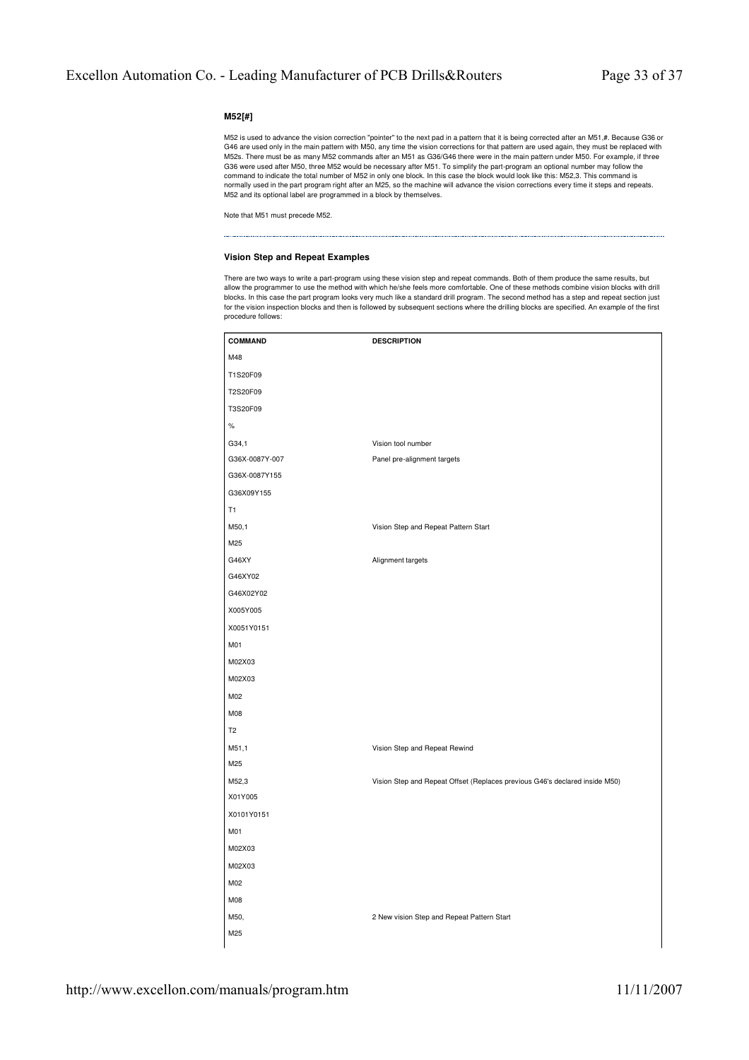### M52[#]

M52 is used to advance the vision correction "pointer" to the next pad in a pattern that it is being corrected after an M51,#. Because G36 or G46 are used only in the main pattern with M50, any time the vision corrections for that pattern are used again, they must be replaced with M52s. There must be as many M52 commands after an M51 as G36/G46 there were in the main pattern under M50. For example, if three G36 were used after M50, three M52 would be necessary after M51. To simplify the part-program an optional number may follow the command to indicate the total number of M52 in only one block. In this case the block would look like this: M52,3. This command is normally used in the part program right after an M25, so the machine will advance the vision corrections every time it steps and repeats. M52 and its optional label are programmed in a block by themselves.

Note that M51 must precede M52.

---

### Vision Step and Repeat Examples

There are two ways to write a part-program using these vision step and repeat commands. Both of them produce the same results, but allow the programmer to use the method with which he/she feels more comfortable. One of these methods combine vision blocks with drill blocks. In this case the part program looks very much like a standard drill program. The second method has a step and repeat section just for the vision inspection blocks and then is followed by subsequent sections where the drilling blocks are specified. An example of the first procedure follows:

| COMMAND | DESCRIPTION |
|---|---|
| M48 | |
| T1S20F09 | |
| T2S20F09 | |
| T3S20F09 | |
| % | |
| G34,1 | Vision tool number |
| G36X-0087Y-007 | Panel pre-alignment targets |
| G36X-0087Y155 | |
| G36X09Y155 | |
| T1 | |
| M50,1 | Vision Step and Repeat Pattern Start |
| M25 | |
| G46XY | Alignment targets |
| G46XY02 | |
| G46X02Y02 | |
| X005Y005 | |
| X0051Y0151 | |
| M01 | |
| M02X03 | |
| M02X03 | |
| M02 | |
| M08 | |
| T2 | |
| M51,1 | Vision Step and Repeat Rewind |
| M25 | |
| M52,3 | Vision Step and Repeat Offset (Replaces previous G46's declared inside M50) |
| X01Y005 | |
| X0101Y0151 | |
| M01 | |
| M02X03 | |
| M02X03 | |
| M02 | |
| M08 | |
| M50, | 2 New vision Step and Repeat Pattern Start |
| M25 | |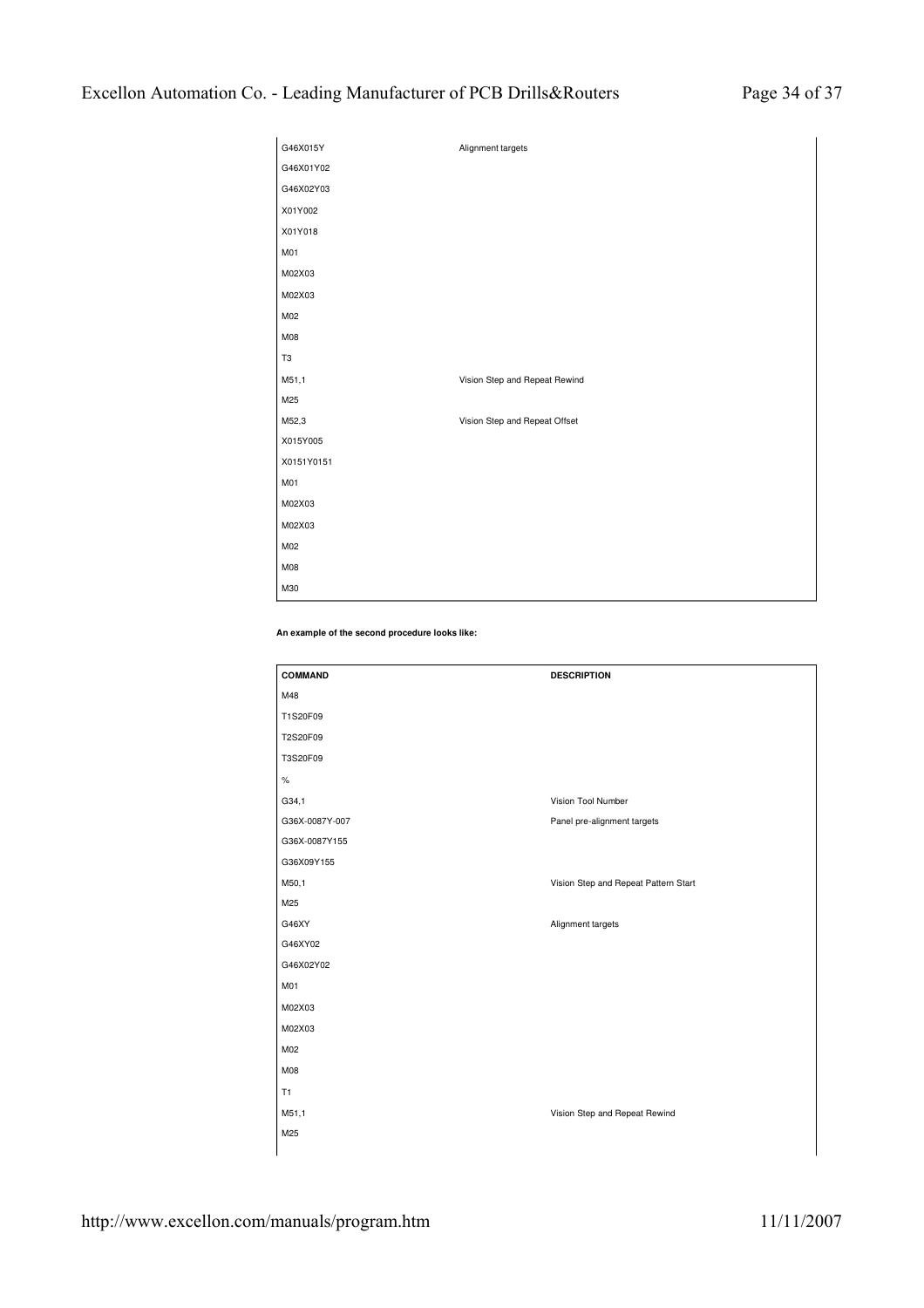| | |
|---|---|
| G46X015Y | Alignment targets |
| G46X01Y02 | |
| G46X02Y03 | |
| X01Y002 | |
| X01Y018 | |
| M01 | |
| M02X03 | |
| M02X03 | |
| M02 | |
| M08 | |
| T3 | |
| M51,1 | Vision Step and Repeat Rewind |
| M25 | |
| M52,3 | Vision Step and Repeat Offset |
| X015Y005 | |
| X0151Y0151 | |
| M01 | |
| M02X03 | |
| M02X03 | |
| M02 | |
| M08 | |
| M30 | |

**An example of the second procedure looks like:**

| COMMAND | DESCRIPTION |
|---|---|
| M48 | |
| T1S20F09 | |
| T2S20F09 | |
| T3S20F09 | |
| % | |
| G34,1 | Vision Tool Number |
| G36X-0087Y-007 | Panel pre-alignment targets |
| G36X-0087Y155 | |
| G36X09Y155 | |
| M50,1 | Vision Step and Repeat Pattern Start |
| M25 | |
| G46XY | Alignment targets |
| G46XY02 | |
| G46X02Y02 | |
| M01 | |
| M02X03 | |
| M02X03 | |
| M02 | |
| M08 | |
| T1 | |
| M51,1 | Vision Step and Repeat Rewind |
| M25 | |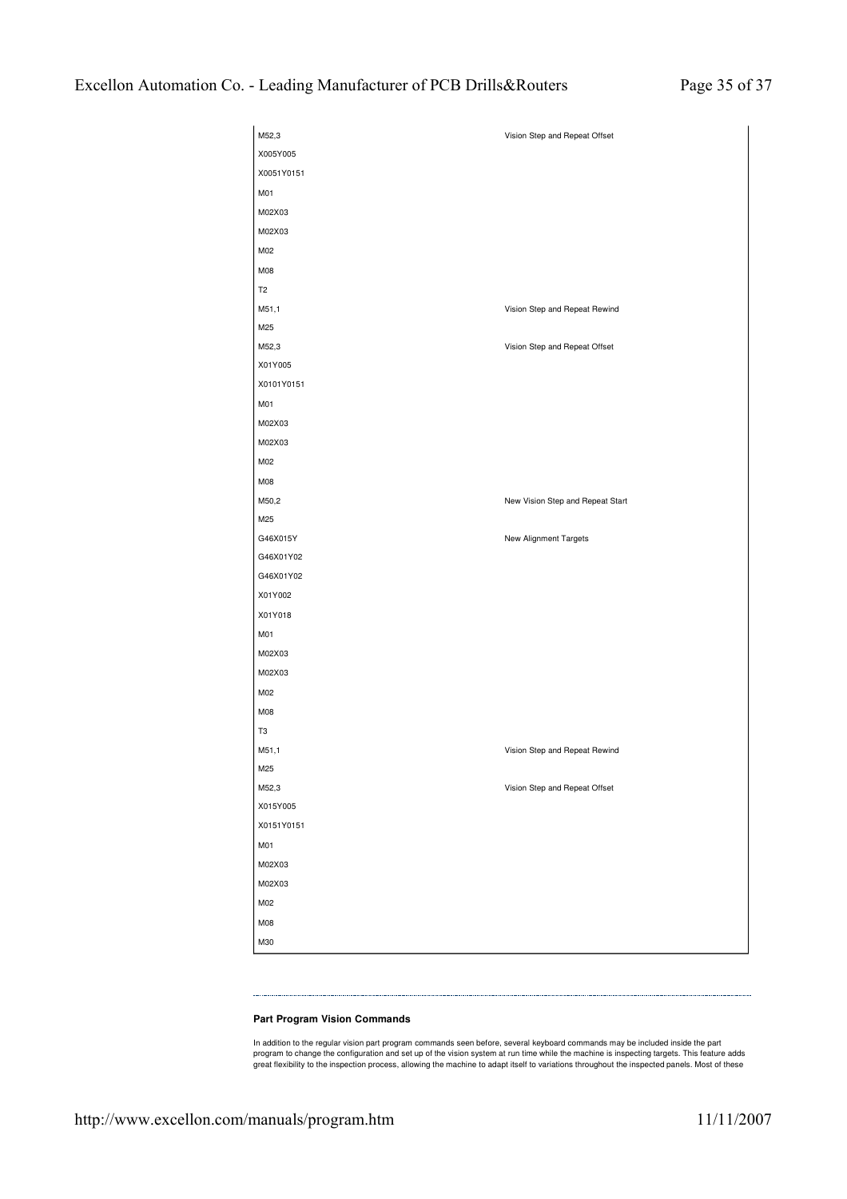| | |
|---|---|
| M52,3 | Vision Step and Repeat Offset |
| X005Y005 | |
| X0051Y0151 | |
| M01 | |
| M02X03 | |
| M02X03 | |
| M02 | |
| M08 | |
| T2 | |
| M51,1 | Vision Step and Repeat Rewind |
| M25 | |
| M52,3 | Vision Step and Repeat Offset |
| X01Y005 | |
| X0101Y0151 | |
| M01 | |
| M02X03 | |
| M02X03 | |
| M02 | |
| M08 | |
| M50,2 | New Vision Step and Repeat Start |
| M25 | |
| G46X015Y | New Alignment Targets |
| G46X01Y02 | |
| G46X01Y02 | |
| X01Y002 | |
| X01Y018 | |
| M01 | |
| M02X03 | |
| M02X03 | |
| M02 | |
| M08 | |
| T3 | |
| M51,1 | Vision Step and Repeat Rewind |
| M25 | |
| M52,3 | Vision Step and Repeat Offset |
| X015Y005 | |
| X0151Y0151 | |
| M01 | |
| M02X03 | |
| M02X03 | |
| M02 | |
| M08 | |
| M30 | |

---

**Part Program Vision Commands**

In addition to the regular vision part program commands seen before, several keyboard commands may be included inside the part program to change the configuration and set up of the vision system at run time while the machine is inspecting targets. This feature adds great flexibility to the inspection process, allowing the machine to adapt itself to variations throughout the inspected panels. Most of these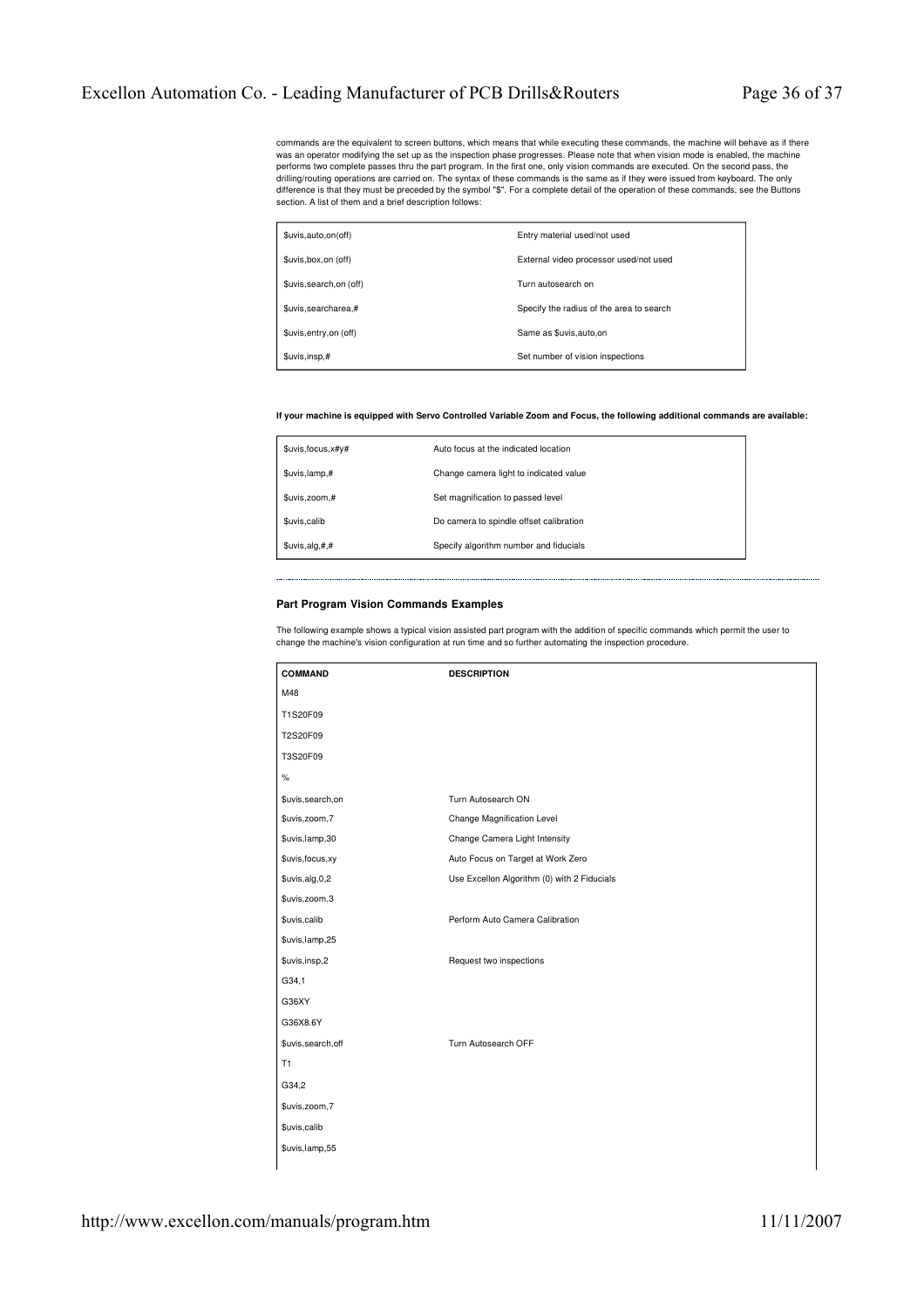commands are the equivalent to screen buttons, which means that while executing these commands, the machine will behave as if there was an operator modifying the set up as the inspection phase progresses. Please note that when vision mode is enabled, the machine performs two complete passes thru the part program. In the first one, only vision commands are executed. On the second pass, the drilling/routing operations are carried on. The syntax of these commands is the same as if they were issued from keyboard. The only difference is that they must be preceded by the symbol "$". For a complete detail of the operation of these commands, see the Buttons section. A list of them and a brief description follows:

| | |
|---|---|
| $uvis,auto,on(off) | Entry material used/not used |
| $uvis,box,on (off) | External video processor used/not used |
| $uvis,search,on (off) | Turn autosearch on |
| $uvis,searcharea,# | Specify the radius of the area to search |
| $uvis,entry,on (off) | Same as $uvis,auto,on |
| $uvis,insp,# | Set number of vision inspections |

**If your machine is equipped with Servo Controlled Variable Zoom and Focus, the following additional commands are available:**

| | |
|---|---|
| $uvis,focus,x#y# | Auto focus at the indicated location |
| $uvis,lamp,# | Change camera light to indicated value |
| $uvis,zoom,# | Set magnification to passed level |
| $uvis,calib | Do camera to spindle offset calibration |
| $uvis,alg,#,# | Specify algorithm number and fiducials |

---

### Part Program Vision Commands Examples

The following example shows a typical vision assisted part program with the addition of specific commands which permit the user to change the machine's vision configuration at run time and so further automating the inspection procedure.

| COMMAND | DESCRIPTION |
|---|---|
| M48 | |
| T1S20F09 | |
| T2S20F09 | |
| T3S20F09 | |
| % | |
| $uvis,search,on | Turn Autosearch ON |
| $uvis,zoom,7 | Change Magnification Level |
| $uvis,lamp,30 | Change Camera Light Intensity |
| $uvis,focus,xy | Auto Focus on Target at Work Zero |
| $uvis,alg,0,2 | Use Excellon Algorithm (0) with 2 Fiducials |
| $uvis,zoom,3 | |
| $uvis,calib | Perform Auto Camera Calibration |
| $uvis,lamp,25 | |
| $uvis,insp,2 | Request two inspections |
| G34,1 | |
| G36XY | |
| G36X8.6Y | |
| $uvis,search,off | Turn Autosearch OFF |
| T1 | |
| G34,2 | |
| $uvis,zoom,7 | |
| $uvis,calib | |
| $uvis,lamp,55 | |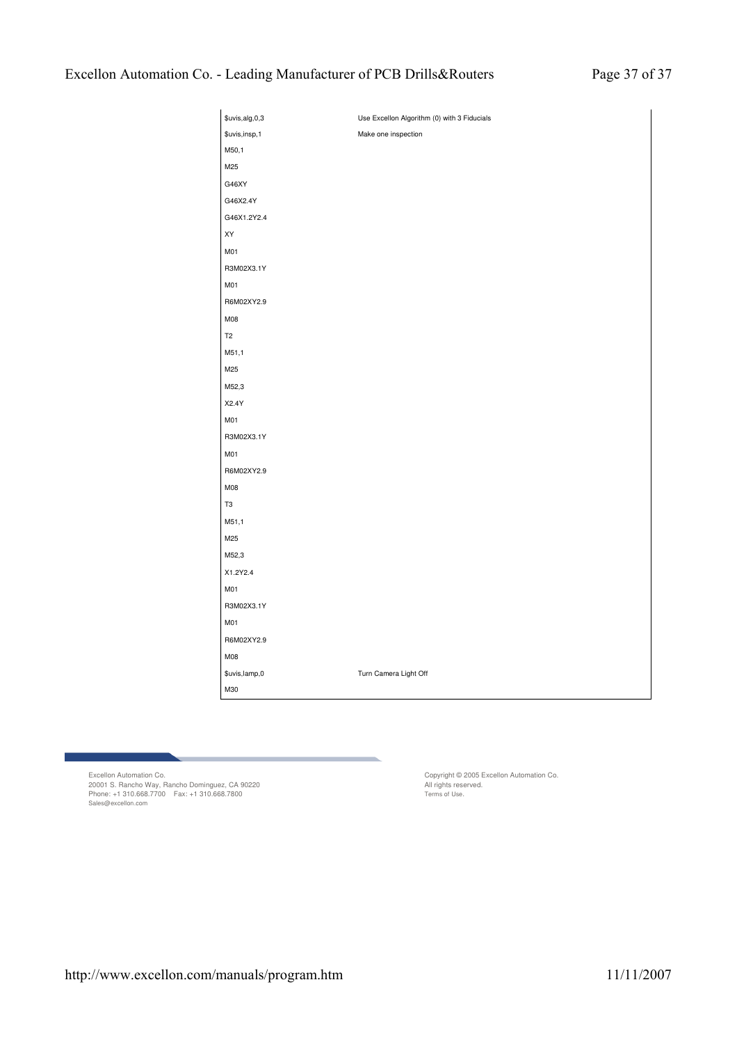| | |
|---|---|
| $uvis,alg,0,3 | Use Excellon Algorithm (0) with 3 Fiducials |
| $uvis,insp,1 | Make one inspection |
| M50,1 | |
| M25 | |
| G46XY | |
| G46X2.4Y | |
| G46X1.2Y2.4 | |
| XY | |
| M01 | |
| R3M02X3.1Y | |
| M01 | |
| R6M02XY2.9 | |
| M08 | |
| T2 | |
| M51,1 | |
| M25 | |
| M52,3 | |
| X2.4Y | |
| M01 | |
| R3M02X3.1Y | |
| M01 | |
| R6M02XY2.9 | |
| M08 | |
| T3 | |
| M51,1 | |
| M25 | |
| M52,3 | |
| X1.2Y2.4 | |
| M01 | |
| R3M02X3.1Y | |
| M01 | |
| R6M02XY2.9 | |
| M08 | |
| $uvis,lamp,0 | Turn Camera Light Off |
| M30 | |

Excellon Automation Co.
20001 S. Rancho Way, Rancho Dominguez, CA 90220
Phone: +1 310.668.7700 Fax: +1 310.668.7800
Sales@excellon.com

Copyright © 2005 Excellon Automation Co.
All rights reserved.
Terms of Use.